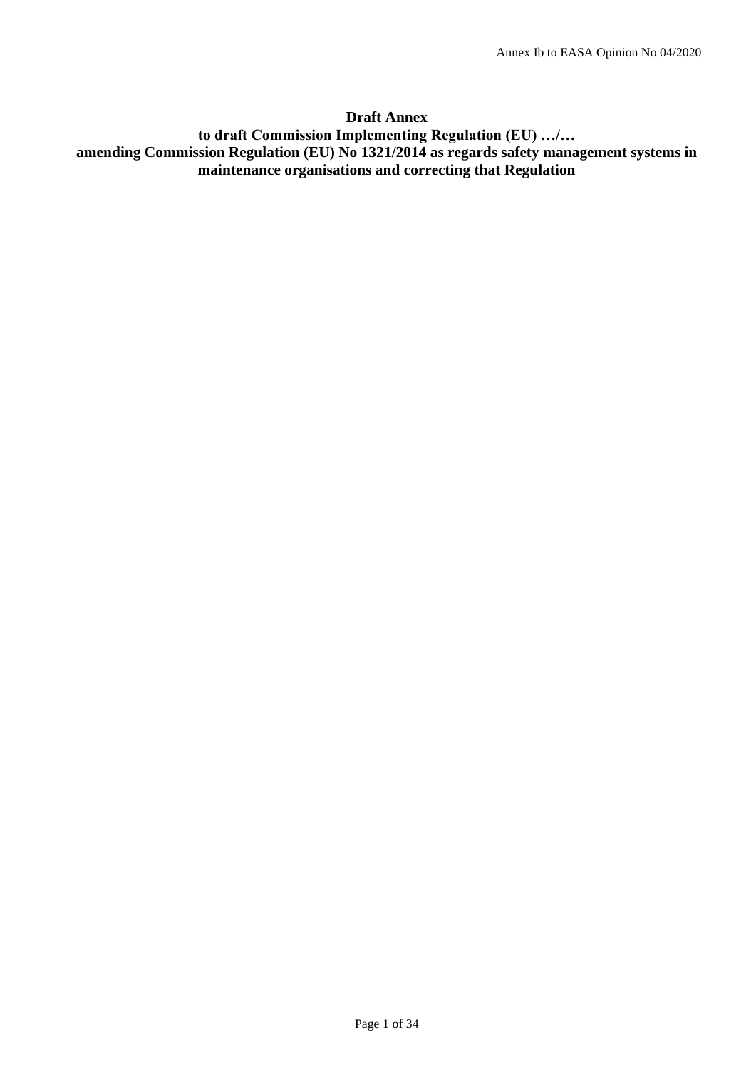**Draft Annex**

**to draft Commission Implementing Regulation (EU) …/…**

**amending Commission Regulation (EU) No 1321/2014 as regards safety management systems in maintenance organisations and correcting that Regulation**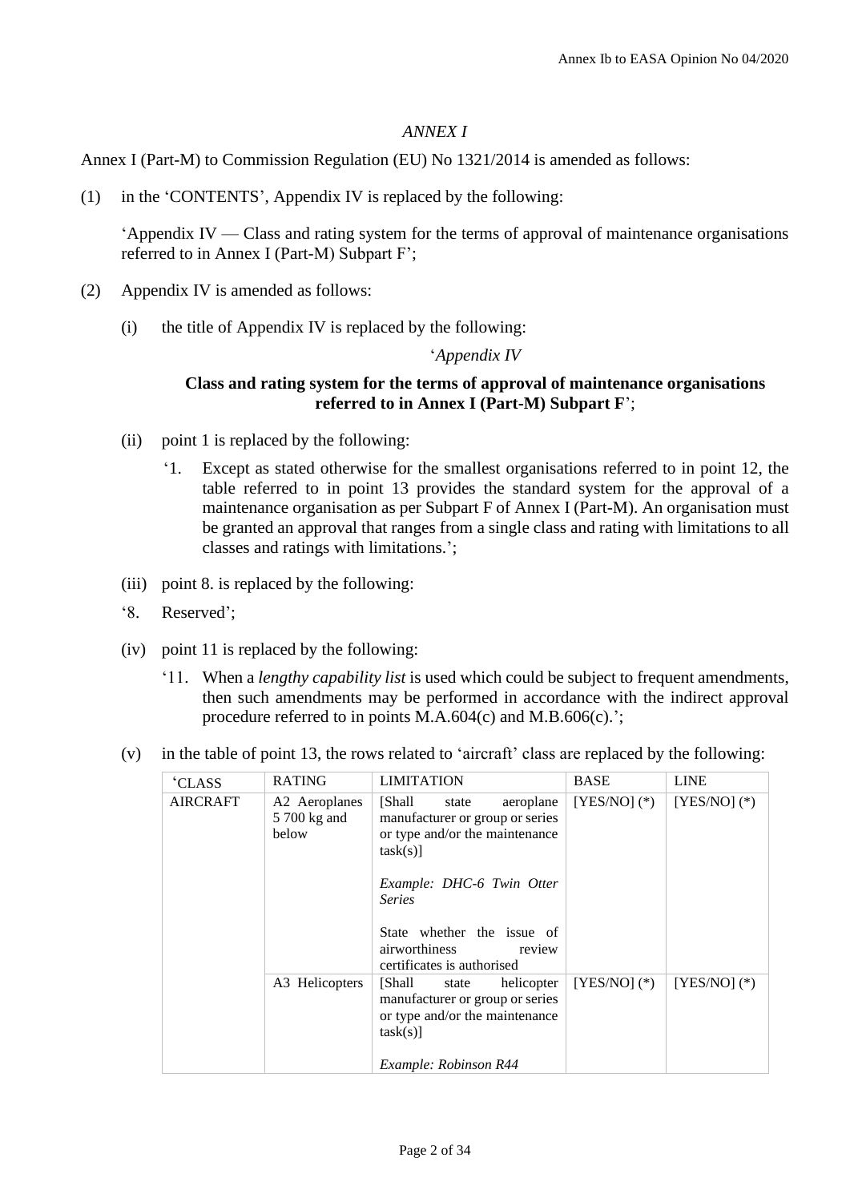*ANNEX I*

Annex I (Part-M) to Commission Regulation (EU) No 1321/2014 is amended as follows:

(1) in the 'CONTENTS', Appendix IV is replaced by the following:

'Appendix IV — Class and rating system for the terms of approval of maintenance organisations referred to in Annex I (Part-M) Subpart F';

(2) Appendix IV is amended as follows:

(i) the title of Appendix IV is replaced by the following:

'*Appendix IV*

**Class and rating system for the terms of approval of maintenance organisations referred to in Annex I (Part-M) Subpart F**';

(ii) point 1 is replaced by the following:

'1. Except as stated otherwise for the smallest organisations referred to in point 12, the table referred to in point 13 provides the standard system for the approval of a maintenance organisation as per Subpart F of Annex I (Part-M). An organisation must be granted an approval that ranges from a single class and rating with limitations to all classes and ratings with limitations.';

(iii) point 8. is replaced by the following:

'8. Reserved';

(iv) point 11 is replaced by the following:

'11. When a *lengthy capability list* is used which could be subject to frequent amendments, then such amendments may be performed in accordance with the indirect approval procedure referred to in points M.A.604(c) and M.B.606(c).';

(v) in the table of point 13, the rows related to 'aircraft' class are replaced by the following:

| 'CLASS | RATING | LIMITATION | BASE | LINE |
|---|---|---|---|---|
| AIRCRAFT | A2 Aeroplanes 5 700 kg and below | [Shall state aeroplane manufacturer or group or series or type and/or the maintenance task(s)]<br><br>*Example: DHC-6 Twin Otter Series*<br><br>State whether the issue of airworthiness review certificates is authorised | [YES/NO] (*) | [YES/NO] (*) |
| | A3 Helicopters | [Shall state helicopter manufacturer or group or series or type and/or the maintenance task(s)]<br><br>*Example: Robinson R44* | [YES/NO] (*) | [YES/NO] (*) |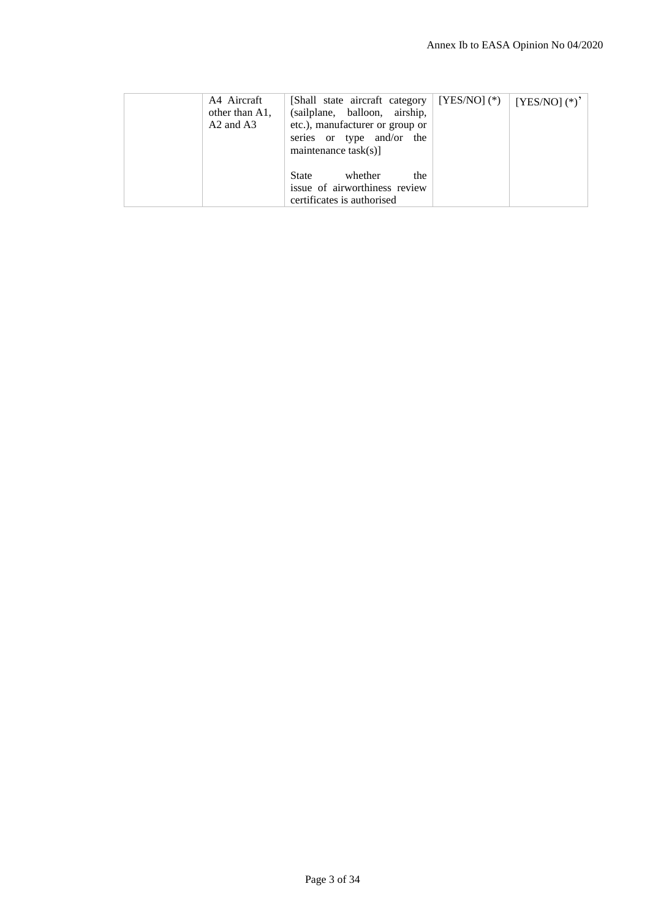|  | A4 Aircraft other than A1, A2 and A3 | [Shall state aircraft category (sailplane, balloon, airship, etc.), manufacturer or group or series or type and/or the maintenance task(s)]<br><br>State whether the issue of airworthiness review certificates is authorised | [YES/NO] (*) | [YES/NO] (*)’ |
|---|---|---|---|---|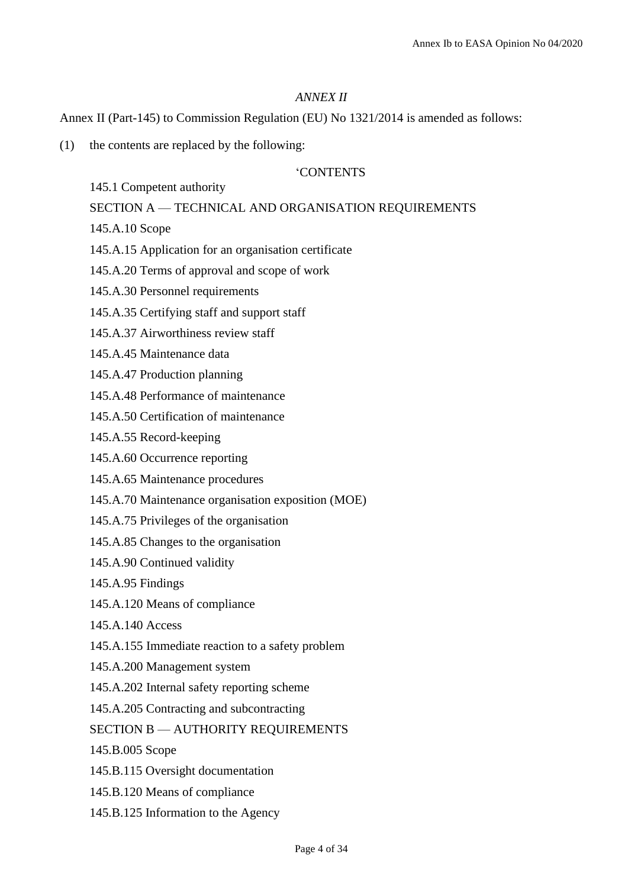*ANNEX II*

Annex II (Part-145) to Commission Regulation (EU) No 1321/2014 is amended as follows:

(1) the contents are replaced by the following:

'CONTENTS

145.1 Competent authority

SECTION A — TECHNICAL AND ORGANISATION REQUIREMENTS

145.A.10 Scope

145.A.15 Application for an organisation certificate

145.A.20 Terms of approval and scope of work

145.A.30 Personnel requirements

145.A.35 Certifying staff and support staff

145.A.37 Airworthiness review staff

145.A.45 Maintenance data

145.A.47 Production planning

145.A.48 Performance of maintenance

145.A.50 Certification of maintenance

145.A.55 Record-keeping

145.A.60 Occurrence reporting

145.A.65 Maintenance procedures

145.A.70 Maintenance organisation exposition (MOE)

145.A.75 Privileges of the organisation

145.A.85 Changes to the organisation

145.A.90 Continued validity

145.A.95 Findings

145.A.120 Means of compliance

145.A.140 Access

145.A.155 Immediate reaction to a safety problem

145.A.200 Management system

145.A.202 Internal safety reporting scheme

145.A.205 Contracting and subcontracting

SECTION B — AUTHORITY REQUIREMENTS

145.B.005 Scope

145.B.115 Oversight documentation

145.B.120 Means of compliance

145.B.125 Information to the Agency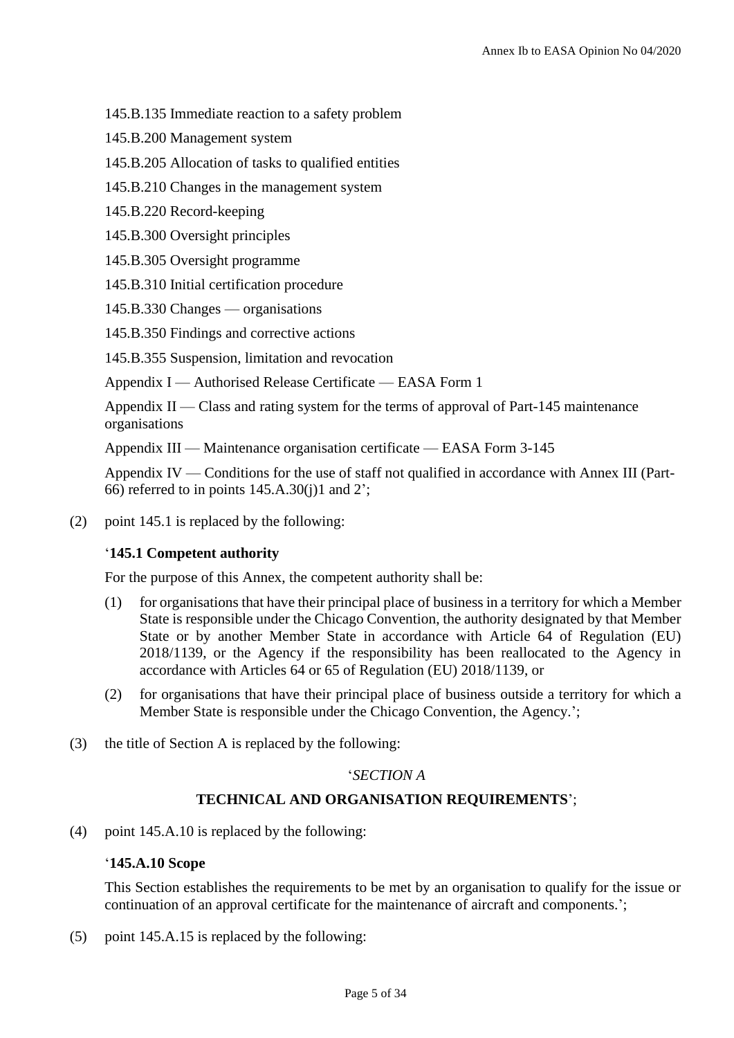145.B.135 Immediate reaction to a safety problem

145.B.200 Management system

145.B.205 Allocation of tasks to qualified entities

145.B.210 Changes in the management system

145.B.220 Record-keeping

145.B.300 Oversight principles

145.B.305 Oversight programme

145.B.310 Initial certification procedure

145.B.330 Changes — organisations

145.B.350 Findings and corrective actions

145.B.355 Suspension, limitation and revocation

Appendix I — Authorised Release Certificate — EASA Form 1

Appendix II — Class and rating system for the terms of approval of Part-145 maintenance organisations

Appendix III — Maintenance organisation certificate — EASA Form 3-145

Appendix IV — Conditions for the use of staff not qualified in accordance with Annex III (Part-66) referred to in points 145.A.30(j)1 and 2';

(2) point 145.1 is replaced by the following:

'**145.1 Competent authority**

For the purpose of this Annex, the competent authority shall be:

(1) for organisations that have their principal place of business in a territory for which a Member State is responsible under the Chicago Convention, the authority designated by that Member State or by another Member State in accordance with Article 64 of Regulation (EU) 2018/1139, or the Agency if the responsibility has been reallocated to the Agency in accordance with Articles 64 or 65 of Regulation (EU) 2018/1139, or

(2) for organisations that have their principal place of business outside a territory for which a Member State is responsible under the Chicago Convention, the Agency.';

(3) the title of Section A is replaced by the following:

'*SECTION A*

**TECHNICAL AND ORGANISATION REQUIREMENTS**';

(4) point 145.A.10 is replaced by the following:

'**145.A.10 Scope**

This Section establishes the requirements to be met by an organisation to qualify for the issue or continuation of an approval certificate for the maintenance of aircraft and components.';

(5) point 145.A.15 is replaced by the following: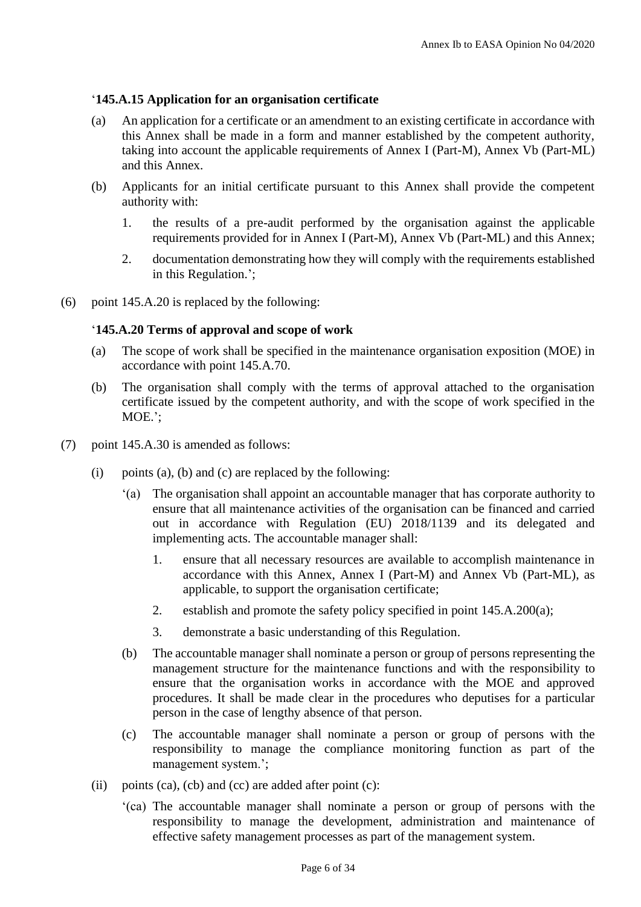'**145.A.15 Application for an organisation certificate**

(a) An application for a certificate or an amendment to an existing certificate in accordance with this Annex shall be made in a form and manner established by the competent authority, taking into account the applicable requirements of Annex I (Part-M), Annex Vb (Part-ML) and this Annex.

(b) Applicants for an initial certificate pursuant to this Annex shall provide the competent authority with:

1. the results of a pre-audit performed by the organisation against the applicable requirements provided for in Annex I (Part-M), Annex Vb (Part-ML) and this Annex;

2. documentation demonstrating how they will comply with the requirements established in this Regulation.';

(6) point 145.A.20 is replaced by the following:

'**145.A.20 Terms of approval and scope of work**

(a) The scope of work shall be specified in the maintenance organisation exposition (MOE) in accordance with point 145.A.70.

(b) The organisation shall comply with the terms of approval attached to the organisation certificate issued by the competent authority, and with the scope of work specified in the MOE.';

(7) point 145.A.30 is amended as follows:

(i) points (a), (b) and (c) are replaced by the following:

'(a) The organisation shall appoint an accountable manager that has corporate authority to ensure that all maintenance activities of the organisation can be financed and carried out in accordance with Regulation (EU) 2018/1139 and its delegated and implementing acts. The accountable manager shall:

1. ensure that all necessary resources are available to accomplish maintenance in accordance with this Annex, Annex I (Part-M) and Annex Vb (Part-ML), as applicable, to support the organisation certificate;

2. establish and promote the safety policy specified in point 145.A.200(a);

3. demonstrate a basic understanding of this Regulation.

(b) The accountable manager shall nominate a person or group of persons representing the management structure for the maintenance functions and with the responsibility to ensure that the organisation works in accordance with the MOE and approved procedures. It shall be made clear in the procedures who deputises for a particular person in the case of lengthy absence of that person.

(c) The accountable manager shall nominate a person or group of persons with the responsibility to manage the compliance monitoring function as part of the management system.';

(ii) points (ca), (cb) and (cc) are added after point (c):

'(ca) The accountable manager shall nominate a person or group of persons with the responsibility to manage the development, administration and maintenance of effective safety management processes as part of the management system.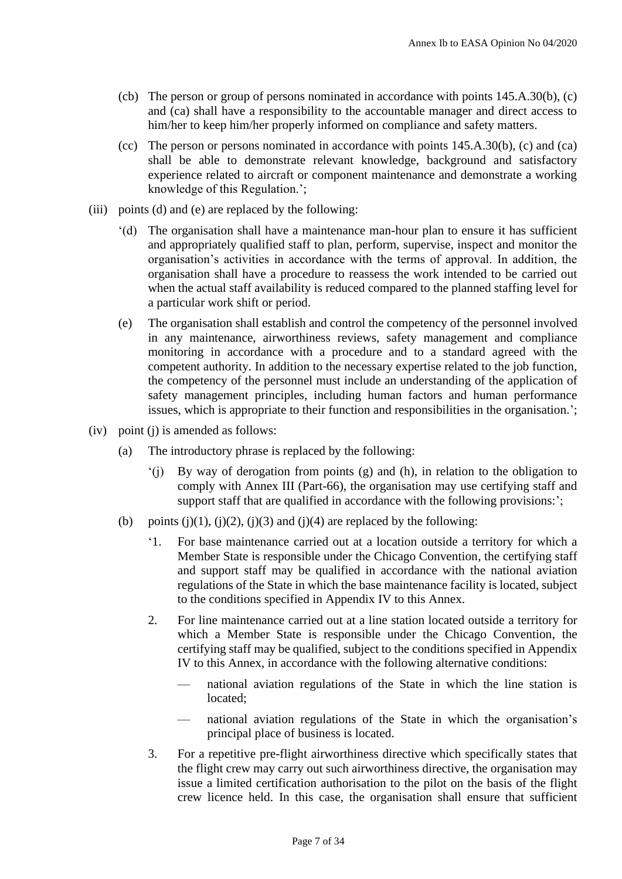(cb) The person or group of persons nominated in accordance with points 145.A.30(b), (c) and (ca) shall have a responsibility to the accountable manager and direct access to him/her to keep him/her properly informed on compliance and safety matters.

(cc) The person or persons nominated in accordance with points 145.A.30(b), (c) and (ca) shall be able to demonstrate relevant knowledge, background and satisfactory experience related to aircraft or component maintenance and demonstrate a working knowledge of this Regulation.';

(iii) points (d) and (e) are replaced by the following:

'(d) The organisation shall have a maintenance man-hour plan to ensure it has sufficient and appropriately qualified staff to plan, perform, supervise, inspect and monitor the organisation's activities in accordance with the terms of approval. In addition, the organisation shall have a procedure to reassess the work intended to be carried out when the actual staff availability is reduced compared to the planned staffing level for a particular work shift or period.

(e) The organisation shall establish and control the competency of the personnel involved in any maintenance, airworthiness reviews, safety management and compliance monitoring in accordance with a procedure and to a standard agreed with the competent authority. In addition to the necessary expertise related to the job function, the competency of the personnel must include an understanding of the application of safety management principles, including human factors and human performance issues, which is appropriate to their function and responsibilities in the organisation.';

(iv) point (j) is amended as follows:

(a) The introductory phrase is replaced by the following:

'(j) By way of derogation from points (g) and (h), in relation to the obligation to comply with Annex III (Part-66), the organisation may use certifying staff and support staff that are qualified in accordance with the following provisions:';

(b) points (j)(1), (j)(2), (j)(3) and (j)(4) are replaced by the following:

'1. For base maintenance carried out at a location outside a territory for which a Member State is responsible under the Chicago Convention, the certifying staff and support staff may be qualified in accordance with the national aviation regulations of the State in which the base maintenance facility is located, subject to the conditions specified in Appendix IV to this Annex.

2. For line maintenance carried out at a line station located outside a territory for which a Member State is responsible under the Chicago Convention, the certifying staff may be qualified, subject to the conditions specified in Appendix IV to this Annex, in accordance with the following alternative conditions:

— national aviation regulations of the State in which the line station is located;

— national aviation regulations of the State in which the organisation's principal place of business is located.

3. For a repetitive pre-flight airworthiness directive which specifically states that the flight crew may carry out such airworthiness directive, the organisation may issue a limited certification authorisation to the pilot on the basis of the flight crew licence held. In this case, the organisation shall ensure that sufficient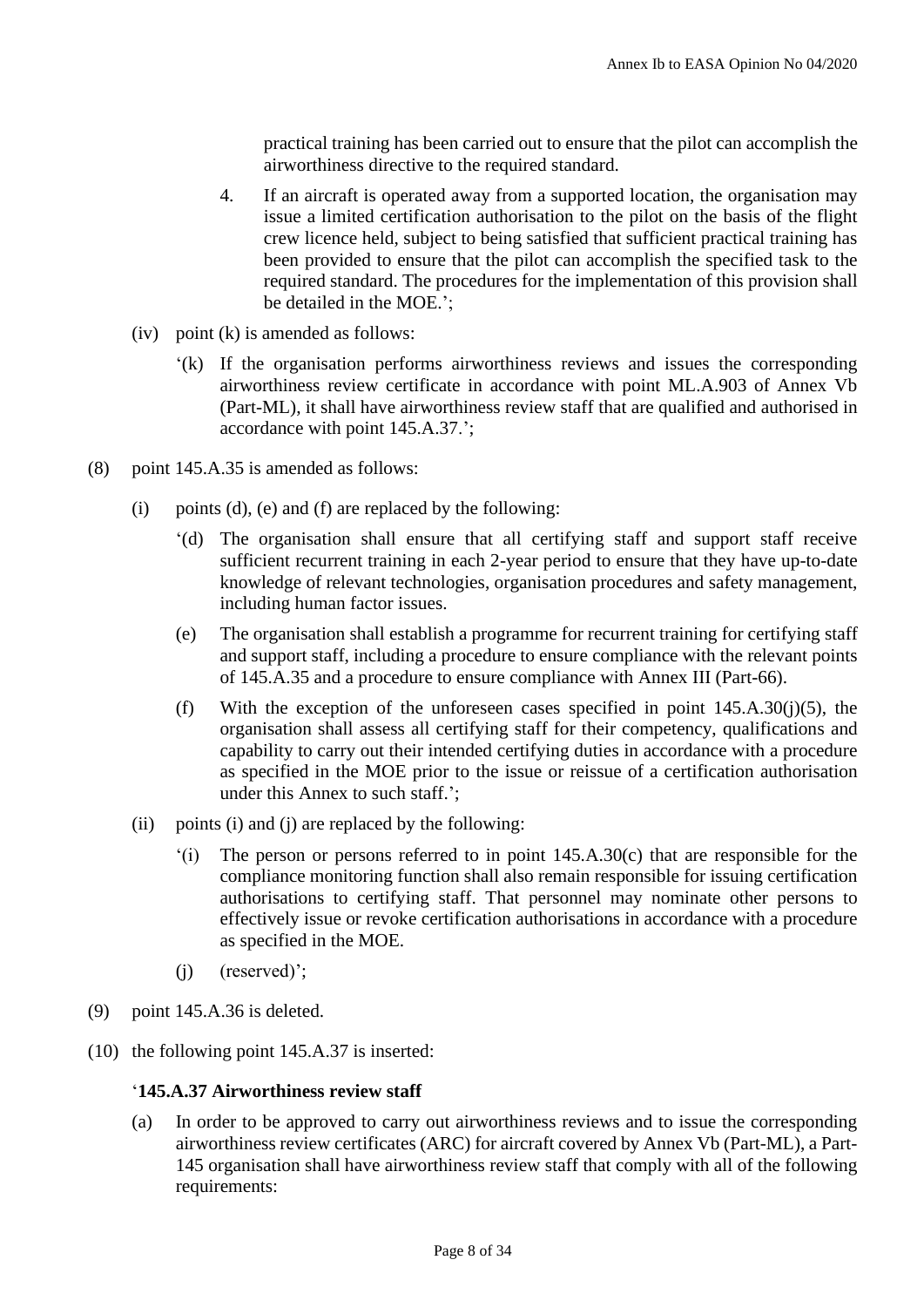practical training has been carried out to ensure that the pilot can accomplish the airworthiness directive to the required standard.

4. If an aircraft is operated away from a supported location, the organisation may issue a limited certification authorisation to the pilot on the basis of the flight crew licence held, subject to being satisfied that sufficient practical training has been provided to ensure that the pilot can accomplish the specified task to the required standard. The procedures for the implementation of this provision shall be detailed in the MOE.';

(iv) point (k) is amended as follows:

'(k) If the organisation performs airworthiness reviews and issues the corresponding airworthiness review certificate in accordance with point ML.A.903 of Annex Vb (Part-ML), it shall have airworthiness review staff that are qualified and authorised in accordance with point 145.A.37.';

(8) point 145.A.35 is amended as follows:

(i) points (d), (e) and (f) are replaced by the following:

'(d) The organisation shall ensure that all certifying staff and support staff receive sufficient recurrent training in each 2-year period to ensure that they have up-to-date knowledge of relevant technologies, organisation procedures and safety management, including human factor issues.

(e) The organisation shall establish a programme for recurrent training for certifying staff and support staff, including a procedure to ensure compliance with the relevant points of 145.A.35 and a procedure to ensure compliance with Annex III (Part-66).

(f) With the exception of the unforeseen cases specified in point 145.A.30(j)(5), the organisation shall assess all certifying staff for their competency, qualifications and capability to carry out their intended certifying duties in accordance with a procedure as specified in the MOE prior to the issue or reissue of a certification authorisation under this Annex to such staff.';

(ii) points (i) and (j) are replaced by the following:

'(i) The person or persons referred to in point 145.A.30(c) that are responsible for the compliance monitoring function shall also remain responsible for issuing certification authorisations to certifying staff. That personnel may nominate other persons to effectively issue or revoke certification authorisations in accordance with a procedure as specified in the MOE.

(j) (reserved)';

(9) point 145.A.36 is deleted.

(10) the following point 145.A.37 is inserted:

'**145.A.37 Airworthiness review staff**

(a) In order to be approved to carry out airworthiness reviews and to issue the corresponding airworthiness review certificates (ARC) for aircraft covered by Annex Vb (Part-ML), a Part-145 organisation shall have airworthiness review staff that comply with all of the following requirements: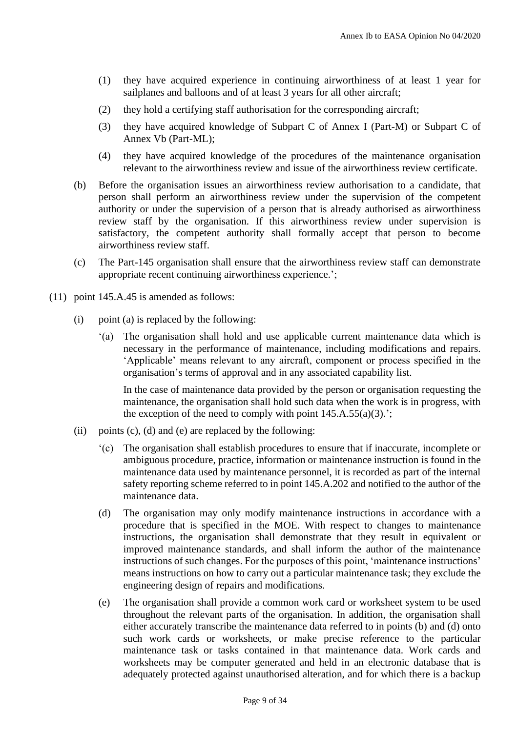(1) they have acquired experience in continuing airworthiness of at least 1 year for sailplanes and balloons and of at least 3 years for all other aircraft;

(2) they hold a certifying staff authorisation for the corresponding aircraft;

(3) they have acquired knowledge of Subpart C of Annex I (Part-M) or Subpart C of Annex Vb (Part-ML);

(4) they have acquired knowledge of the procedures of the maintenance organisation relevant to the airworthiness review and issue of the airworthiness review certificate.

(b) Before the organisation issues an airworthiness review authorisation to a candidate, that person shall perform an airworthiness review under the supervision of the competent authority or under the supervision of a person that is already authorised as airworthiness review staff by the organisation. If this airworthiness review under supervision is satisfactory, the competent authority shall formally accept that person to become airworthiness review staff.

(c) The Part-145 organisation shall ensure that the airworthiness review staff can demonstrate appropriate recent continuing airworthiness experience.';

(11) point 145.A.45 is amended as follows:

(i) point (a) is replaced by the following:

'(a) The organisation shall hold and use applicable current maintenance data which is necessary in the performance of maintenance, including modifications and repairs. 'Applicable' means relevant to any aircraft, component or process specified in the organisation's terms of approval and in any associated capability list.

In the case of maintenance data provided by the person or organisation requesting the maintenance, the organisation shall hold such data when the work is in progress, with the exception of the need to comply with point 145.A.55(a)(3).';

(ii) points (c), (d) and (e) are replaced by the following:

'(c) The organisation shall establish procedures to ensure that if inaccurate, incomplete or ambiguous procedure, practice, information or maintenance instruction is found in the maintenance data used by maintenance personnel, it is recorded as part of the internal safety reporting scheme referred to in point 145.A.202 and notified to the author of the maintenance data.

(d) The organisation may only modify maintenance instructions in accordance with a procedure that is specified in the MOE. With respect to changes to maintenance instructions, the organisation shall demonstrate that they result in equivalent or improved maintenance standards, and shall inform the author of the maintenance instructions of such changes. For the purposes of this point, 'maintenance instructions' means instructions on how to carry out a particular maintenance task; they exclude the engineering design of repairs and modifications.

(e) The organisation shall provide a common work card or worksheet system to be used throughout the relevant parts of the organisation. In addition, the organisation shall either accurately transcribe the maintenance data referred to in points (b) and (d) onto such work cards or worksheets, or make precise reference to the particular maintenance task or tasks contained in that maintenance data. Work cards and worksheets may be computer generated and held in an electronic database that is adequately protected against unauthorised alteration, and for which there is a backup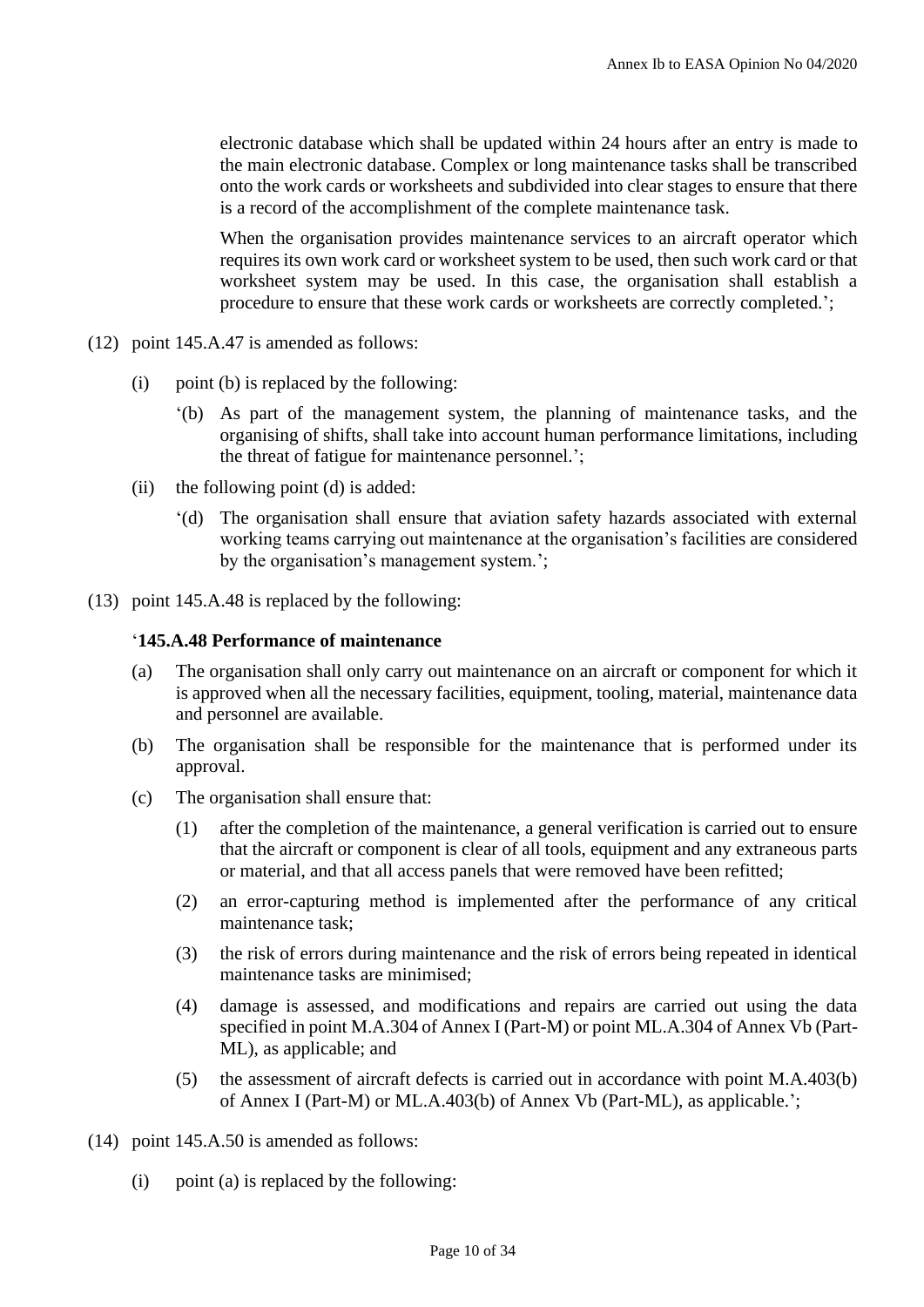electronic database which shall be updated within 24 hours after an entry is made to the main electronic database. Complex or long maintenance tasks shall be transcribed onto the work cards or worksheets and subdivided into clear stages to ensure that there is a record of the accomplishment of the complete maintenance task.

When the organisation provides maintenance services to an aircraft operator which requires its own work card or worksheet system to be used, then such work card or that worksheet system may be used. In this case, the organisation shall establish a procedure to ensure that these work cards or worksheets are correctly completed.';

(12) point 145.A.47 is amended as follows:

(i) point (b) is replaced by the following:

'(b) As part of the management system, the planning of maintenance tasks, and the organising of shifts, shall take into account human performance limitations, including the threat of fatigue for maintenance personnel.';

(ii) the following point (d) is added:

'(d) The organisation shall ensure that aviation safety hazards associated with external working teams carrying out maintenance at the organisation's facilities are considered by the organisation's management system.';

(13) point 145.A.48 is replaced by the following:

'**145.A.48 Performance of maintenance**

(a) The organisation shall only carry out maintenance on an aircraft or component for which it is approved when all the necessary facilities, equipment, tooling, material, maintenance data and personnel are available.

(b) The organisation shall be responsible for the maintenance that is performed under its approval.

(c) The organisation shall ensure that:

(1) after the completion of the maintenance, a general verification is carried out to ensure that the aircraft or component is clear of all tools, equipment and any extraneous parts or material, and that all access panels that were removed have been refitted;

(2) an error-capturing method is implemented after the performance of any critical maintenance task;

(3) the risk of errors during maintenance and the risk of errors being repeated in identical maintenance tasks are minimised;

(4) damage is assessed, and modifications and repairs are carried out using the data specified in point M.A.304 of Annex I (Part-M) or point ML.A.304 of Annex Vb (Part-ML), as applicable; and

(5) the assessment of aircraft defects is carried out in accordance with point M.A.403(b) of Annex I (Part-M) or ML.A.403(b) of Annex Vb (Part-ML), as applicable.';

(14) point 145.A.50 is amended as follows:

(i) point (a) is replaced by the following: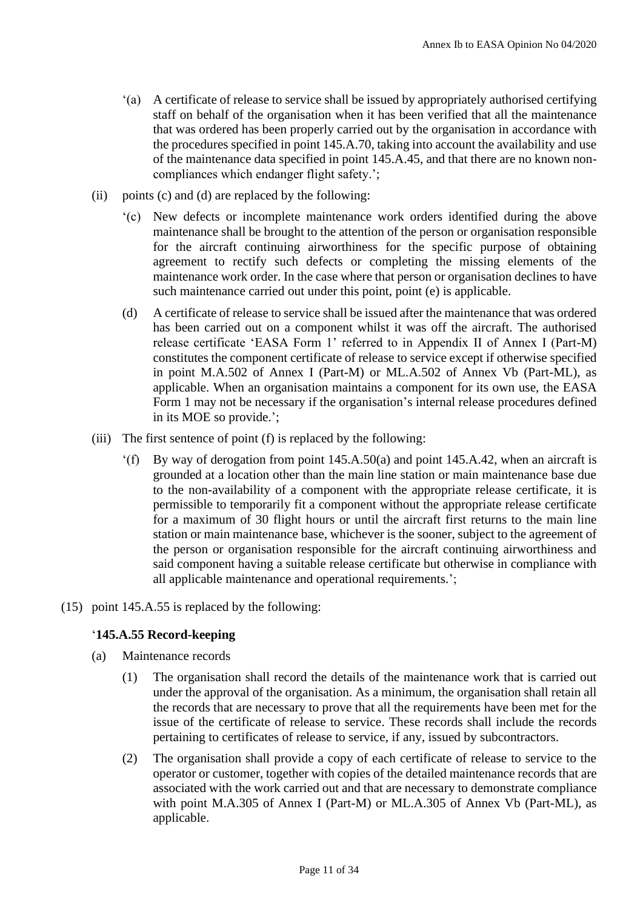‘(a) A certificate of release to service shall be issued by appropriately authorised certifying staff on behalf of the organisation when it has been verified that all the maintenance that was ordered has been properly carried out by the organisation in accordance with the procedures specified in point 145.A.70, taking into account the availability and use of the maintenance data specified in point 145.A.45, and that there are no known non-compliances which endanger flight safety.’;

(ii) points (c) and (d) are replaced by the following:

‘(c) New defects or incomplete maintenance work orders identified during the above maintenance shall be brought to the attention of the person or organisation responsible for the aircraft continuing airworthiness for the specific purpose of obtaining agreement to rectify such defects or completing the missing elements of the maintenance work order. In the case where that person or organisation declines to have such maintenance carried out under this point, point (e) is applicable.

(d) A certificate of release to service shall be issued after the maintenance that was ordered has been carried out on a component whilst it was off the aircraft. The authorised release certificate ‘EASA Form 1’ referred to in Appendix II of Annex I (Part-M) constitutes the component certificate of release to service except if otherwise specified in point M.A.502 of Annex I (Part-M) or ML.A.502 of Annex Vb (Part-ML), as applicable. When an organisation maintains a component for its own use, the EASA Form 1 may not be necessary if the organisation’s internal release procedures defined in its MOE so provide.’;

(iii) The first sentence of point (f) is replaced by the following:

‘(f) By way of derogation from point 145.A.50(a) and point 145.A.42, when an aircraft is grounded at a location other than the main line station or main maintenance base due to the non-availability of a component with the appropriate release certificate, it is permissible to temporarily fit a component without the appropriate release certificate for a maximum of 30 flight hours or until the aircraft first returns to the main line station or main maintenance base, whichever is the sooner, subject to the agreement of the person or organisation responsible for the aircraft continuing airworthiness and said component having a suitable release certificate but otherwise in compliance with all applicable maintenance and operational requirements.’;

(15) point 145.A.55 is replaced by the following:

‘**145.A.55 Record-keeping**

(a) Maintenance records

(1) The organisation shall record the details of the maintenance work that is carried out under the approval of the organisation. As a minimum, the organisation shall retain all the records that are necessary to prove that all the requirements have been met for the issue of the certificate of release to service. These records shall include the records pertaining to certificates of release to service, if any, issued by subcontractors.

(2) The organisation shall provide a copy of each certificate of release to service to the operator or customer, together with copies of the detailed maintenance records that are associated with the work carried out and that are necessary to demonstrate compliance with point M.A.305 of Annex I (Part-M) or ML.A.305 of Annex Vb (Part-ML), as applicable.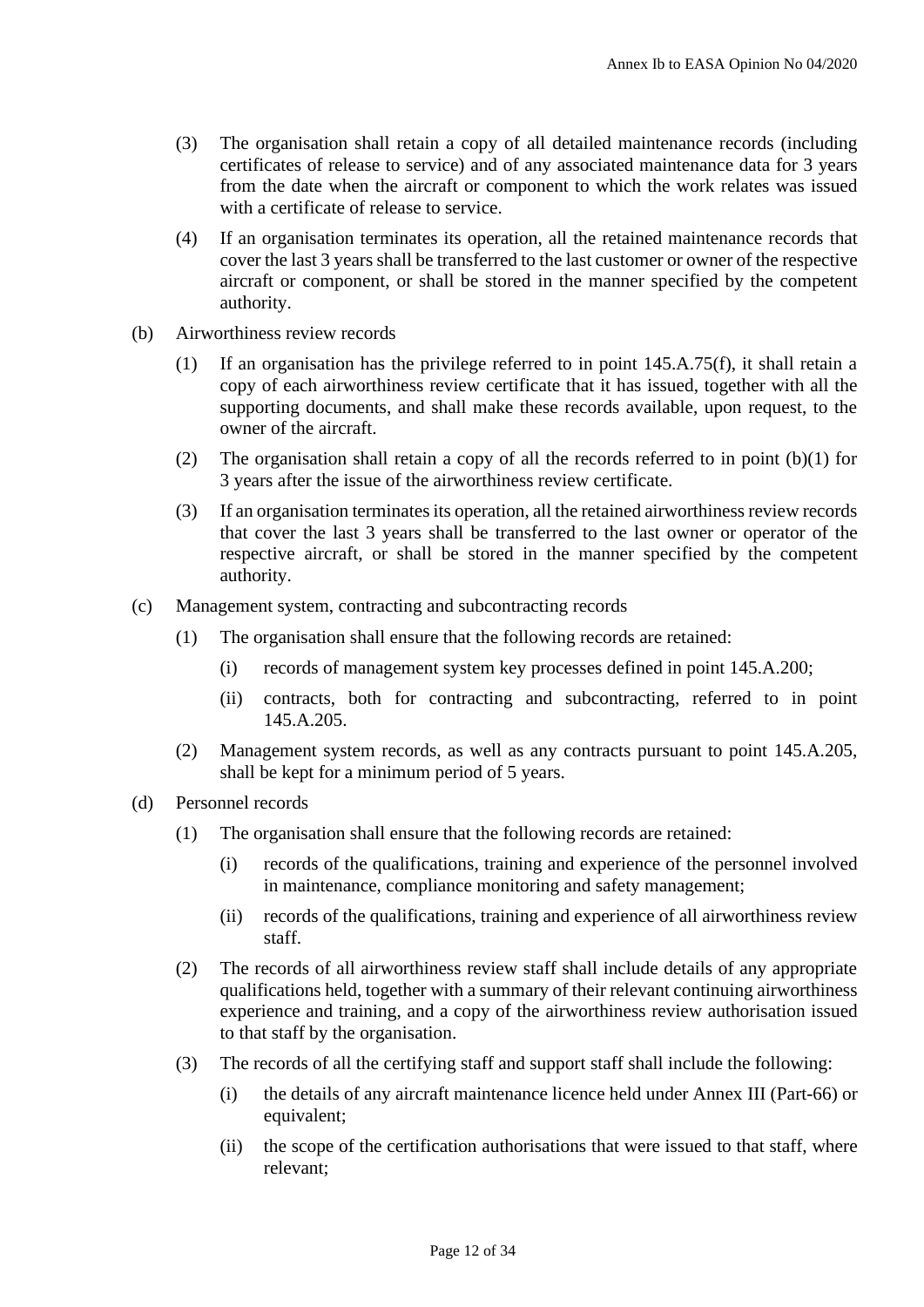(3) The organisation shall retain a copy of all detailed maintenance records (including certificates of release to service) and of any associated maintenance data for 3 years from the date when the aircraft or component to which the work relates was issued with a certificate of release to service.

(4) If an organisation terminates its operation, all the retained maintenance records that cover the last 3 years shall be transferred to the last customer or owner of the respective aircraft or component, or shall be stored in the manner specified by the competent authority.

(b) Airworthiness review records

(1) If an organisation has the privilege referred to in point 145.A.75(f), it shall retain a copy of each airworthiness review certificate that it has issued, together with all the supporting documents, and shall make these records available, upon request, to the owner of the aircraft.

(2) The organisation shall retain a copy of all the records referred to in point (b)(1) for 3 years after the issue of the airworthiness review certificate.

(3) If an organisation terminates its operation, all the retained airworthiness review records that cover the last 3 years shall be transferred to the last owner or operator of the respective aircraft, or shall be stored in the manner specified by the competent authority.

(c) Management system, contracting and subcontracting records

(1) The organisation shall ensure that the following records are retained:

(i) records of management system key processes defined in point 145.A.200;

(ii) contracts, both for contracting and subcontracting, referred to in point 145.A.205.

(2) Management system records, as well as any contracts pursuant to point 145.A.205, shall be kept for a minimum period of 5 years.

(d) Personnel records

(1) The organisation shall ensure that the following records are retained:

(i) records of the qualifications, training and experience of the personnel involved in maintenance, compliance monitoring and safety management;

(ii) records of the qualifications, training and experience of all airworthiness review staff.

(2) The records of all airworthiness review staff shall include details of any appropriate qualifications held, together with a summary of their relevant continuing airworthiness experience and training, and a copy of the airworthiness review authorisation issued to that staff by the organisation.

(3) The records of all the certifying staff and support staff shall include the following:

(i) the details of any aircraft maintenance licence held under Annex III (Part-66) or equivalent;

(ii) the scope of the certification authorisations that were issued to that staff, where relevant;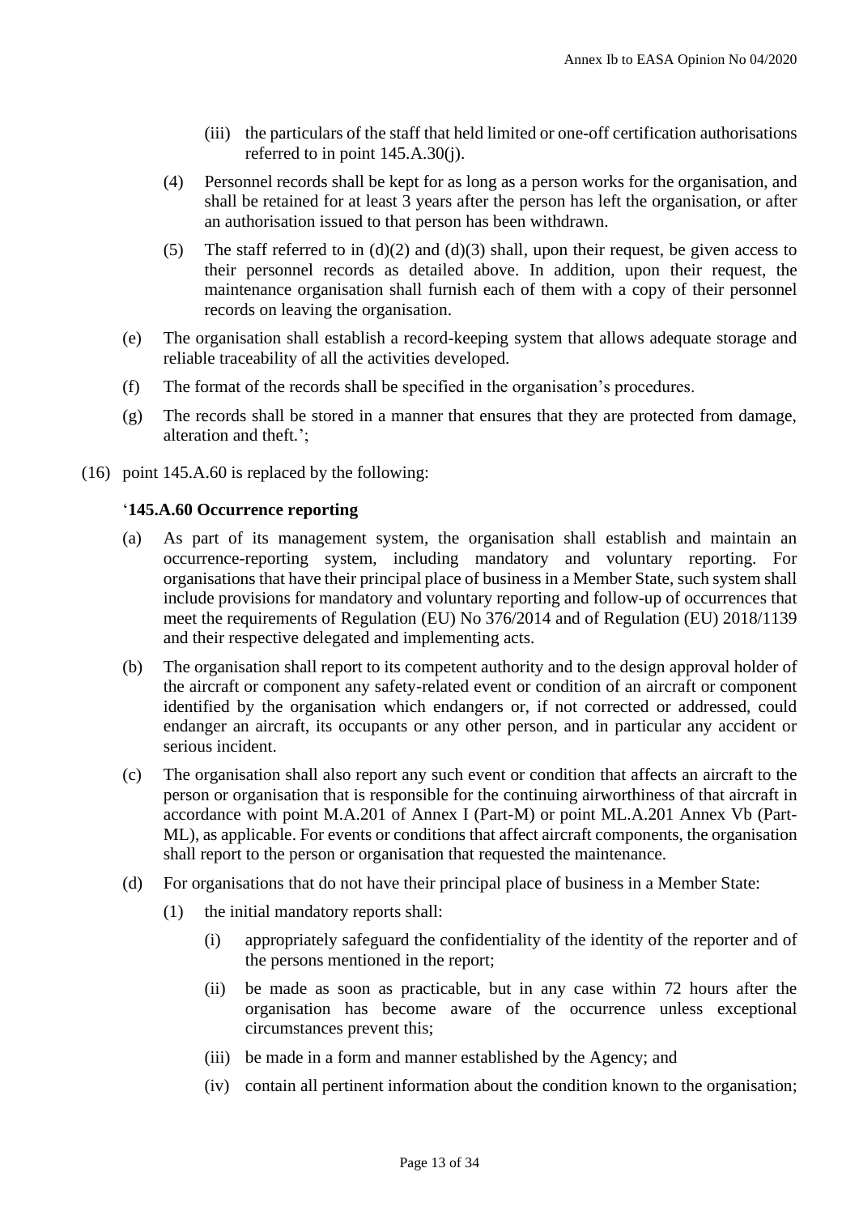(iii) the particulars of the staff that held limited or one-off certification authorisations referred to in point 145.A.30(j).

(4) Personnel records shall be kept for as long as a person works for the organisation, and shall be retained for at least 3 years after the person has left the organisation, or after an authorisation issued to that person has been withdrawn.

(5) The staff referred to in (d)(2) and (d)(3) shall, upon their request, be given access to their personnel records as detailed above. In addition, upon their request, the maintenance organisation shall furnish each of them with a copy of their personnel records on leaving the organisation.

(e) The organisation shall establish a record-keeping system that allows adequate storage and reliable traceability of all the activities developed.

(f) The format of the records shall be specified in the organisation's procedures.

(g) The records shall be stored in a manner that ensures that they are protected from damage, alteration and theft.';

(16) point 145.A.60 is replaced by the following:

'**145.A.60 Occurrence reporting**

(a) As part of its management system, the organisation shall establish and maintain an occurrence-reporting system, including mandatory and voluntary reporting. For organisations that have their principal place of business in a Member State, such system shall include provisions for mandatory and voluntary reporting and follow-up of occurrences that meet the requirements of Regulation (EU) No 376/2014 and of Regulation (EU) 2018/1139 and their respective delegated and implementing acts.

(b) The organisation shall report to its competent authority and to the design approval holder of the aircraft or component any safety-related event or condition of an aircraft or component identified by the organisation which endangers or, if not corrected or addressed, could endanger an aircraft, its occupants or any other person, and in particular any accident or serious incident.

(c) The organisation shall also report any such event or condition that affects an aircraft to the person or organisation that is responsible for the continuing airworthiness of that aircraft in accordance with point M.A.201 of Annex I (Part-M) or point ML.A.201 Annex Vb (Part-ML), as applicable. For events or conditions that affect aircraft components, the organisation shall report to the person or organisation that requested the maintenance.

(d) For organisations that do not have their principal place of business in a Member State:

(1) the initial mandatory reports shall:

(i) appropriately safeguard the confidentiality of the identity of the reporter and of the persons mentioned in the report;

(ii) be made as soon as practicable, but in any case within 72 hours after the organisation has become aware of the occurrence unless exceptional circumstances prevent this;

(iii) be made in a form and manner established by the Agency; and

(iv) contain all pertinent information about the condition known to the organisation;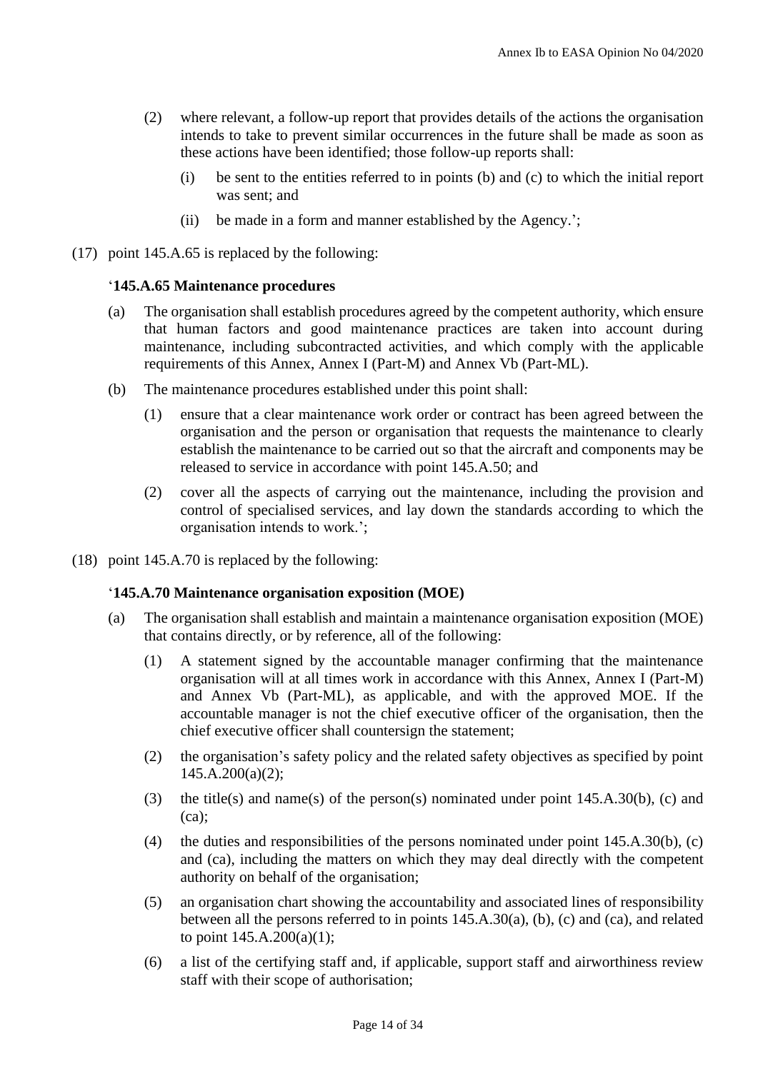(2) where relevant, a follow-up report that provides details of the actions the organisation intends to take to prevent similar occurrences in the future shall be made as soon as these actions have been identified; those follow-up reports shall:

(i) be sent to the entities referred to in points (b) and (c) to which the initial report was sent; and

(ii) be made in a form and manner established by the Agency.';

(17) point 145.A.65 is replaced by the following:

'**145.A.65 Maintenance procedures**

(a) The organisation shall establish procedures agreed by the competent authority, which ensure that human factors and good maintenance practices are taken into account during maintenance, including subcontracted activities, and which comply with the applicable requirements of this Annex, Annex I (Part-M) and Annex Vb (Part-ML).

(b) The maintenance procedures established under this point shall:

(1) ensure that a clear maintenance work order or contract has been agreed between the organisation and the person or organisation that requests the maintenance to clearly establish the maintenance to be carried out so that the aircraft and components may be released to service in accordance with point 145.A.50; and

(2) cover all the aspects of carrying out the maintenance, including the provision and control of specialised services, and lay down the standards according to which the organisation intends to work.';

(18) point 145.A.70 is replaced by the following:

'**145.A.70 Maintenance organisation exposition (MOE)**

(a) The organisation shall establish and maintain a maintenance organisation exposition (MOE) that contains directly, or by reference, all of the following:

(1) A statement signed by the accountable manager confirming that the maintenance organisation will at all times work in accordance with this Annex, Annex I (Part-M) and Annex Vb (Part-ML), as applicable, and with the approved MOE. If the accountable manager is not the chief executive officer of the organisation, then the chief executive officer shall countersign the statement;

(2) the organisation's safety policy and the related safety objectives as specified by point 145.A.200(a)(2);

(3) the title(s) and name(s) of the person(s) nominated under point 145.A.30(b), (c) and (ca);

(4) the duties and responsibilities of the persons nominated under point 145.A.30(b), (c) and (ca), including the matters on which they may deal directly with the competent authority on behalf of the organisation;

(5) an organisation chart showing the accountability and associated lines of responsibility between all the persons referred to in points 145.A.30(a), (b), (c) and (ca), and related to point 145.A.200(a)(1);

(6) a list of the certifying staff and, if applicable, support staff and airworthiness review staff with their scope of authorisation;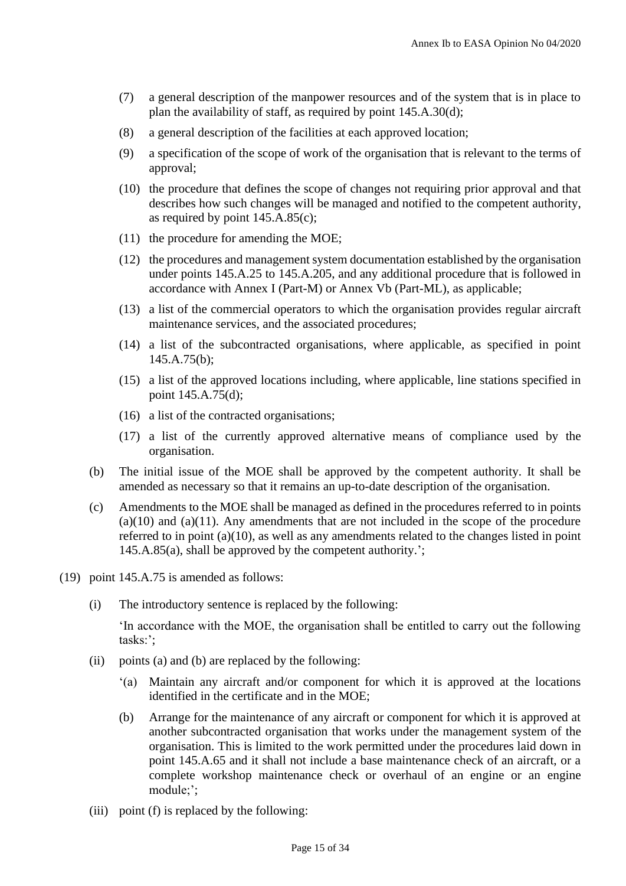(7) a general description of the manpower resources and of the system that is in place to plan the availability of staff, as required by point 145.A.30(d);

(8) a general description of the facilities at each approved location;

(9) a specification of the scope of work of the organisation that is relevant to the terms of approval;

(10) the procedure that defines the scope of changes not requiring prior approval and that describes how such changes will be managed and notified to the competent authority, as required by point 145.A.85(c);

(11) the procedure for amending the MOE;

(12) the procedures and management system documentation established by the organisation under points 145.A.25 to 145.A.205, and any additional procedure that is followed in accordance with Annex I (Part-M) or Annex Vb (Part-ML), as applicable;

(13) a list of the commercial operators to which the organisation provides regular aircraft maintenance services, and the associated procedures;

(14) a list of the subcontracted organisations, where applicable, as specified in point 145.A.75(b);

(15) a list of the approved locations including, where applicable, line stations specified in point 145.A.75(d);

(16) a list of the contracted organisations;

(17) a list of the currently approved alternative means of compliance used by the organisation.

(b) The initial issue of the MOE shall be approved by the competent authority. It shall be amended as necessary so that it remains an up-to-date description of the organisation.

(c) Amendments to the MOE shall be managed as defined in the procedures referred to in points (a)(10) and (a)(11). Any amendments that are not included in the scope of the procedure referred to in point (a)(10), as well as any amendments related to the changes listed in point 145.A.85(a), shall be approved by the competent authority.';

(19) point 145.A.75 is amended as follows:

(i) The introductory sentence is replaced by the following:

'In accordance with the MOE, the organisation shall be entitled to carry out the following tasks:';

(ii) points (a) and (b) are replaced by the following:

'(a) Maintain any aircraft and/or component for which it is approved at the locations identified in the certificate and in the MOE;

(b) Arrange for the maintenance of any aircraft or component for which it is approved at another subcontracted organisation that works under the management system of the organisation. This is limited to the work permitted under the procedures laid down in point 145.A.65 and it shall not include a base maintenance check of an aircraft, or a complete workshop maintenance check or overhaul of an engine or an engine module;';

(iii) point (f) is replaced by the following: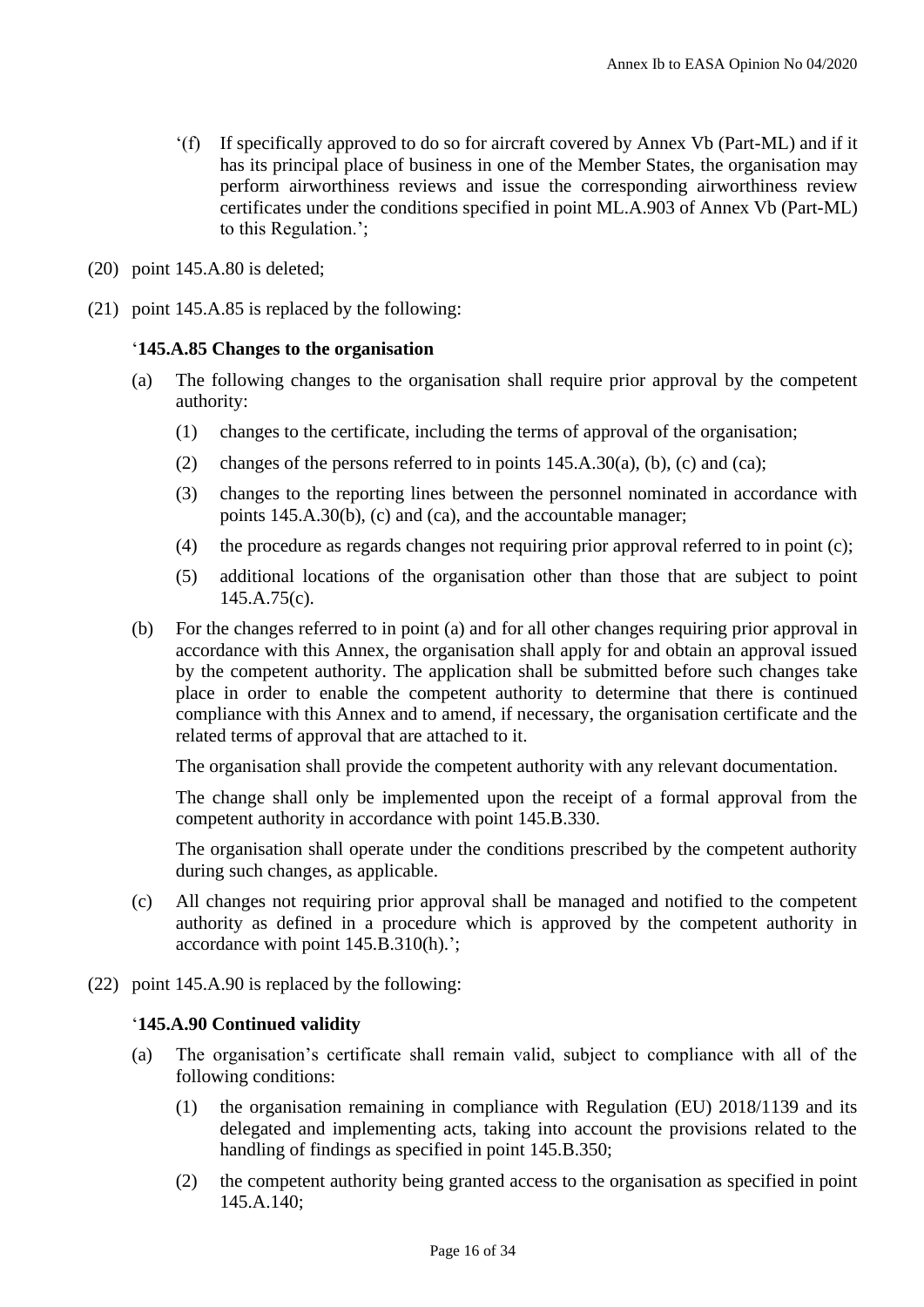'(f) If specifically approved to do so for aircraft covered by Annex Vb (Part-ML) and if it has its principal place of business in one of the Member States, the organisation may perform airworthiness reviews and issue the corresponding airworthiness review certificates under the conditions specified in point ML.A.903 of Annex Vb (Part-ML) to this Regulation.';

(20) point 145.A.80 is deleted;

(21) point 145.A.85 is replaced by the following:

'**145.A.85 Changes to the organisation**

(a) The following changes to the organisation shall require prior approval by the competent authority:

(1) changes to the certificate, including the terms of approval of the organisation;

(2) changes of the persons referred to in points 145.A.30(a), (b), (c) and (ca);

(3) changes to the reporting lines between the personnel nominated in accordance with points 145.A.30(b), (c) and (ca), and the accountable manager;

(4) the procedure as regards changes not requiring prior approval referred to in point (c);

(5) additional locations of the organisation other than those that are subject to point 145.A.75(c).

(b) For the changes referred to in point (a) and for all other changes requiring prior approval in accordance with this Annex, the organisation shall apply for and obtain an approval issued by the competent authority. The application shall be submitted before such changes take place in order to enable the competent authority to determine that there is continued compliance with this Annex and to amend, if necessary, the organisation certificate and the related terms of approval that are attached to it.

The organisation shall provide the competent authority with any relevant documentation.

The change shall only be implemented upon the receipt of a formal approval from the competent authority in accordance with point 145.B.330.

The organisation shall operate under the conditions prescribed by the competent authority during such changes, as applicable.

(c) All changes not requiring prior approval shall be managed and notified to the competent authority as defined in a procedure which is approved by the competent authority in accordance with point 145.B.310(h).';

(22) point 145.A.90 is replaced by the following:

'**145.A.90 Continued validity**

(a) The organisation's certificate shall remain valid, subject to compliance with all of the following conditions:

(1) the organisation remaining in compliance with Regulation (EU) 2018/1139 and its delegated and implementing acts, taking into account the provisions related to the handling of findings as specified in point 145.B.350;

(2) the competent authority being granted access to the organisation as specified in point 145.A.140;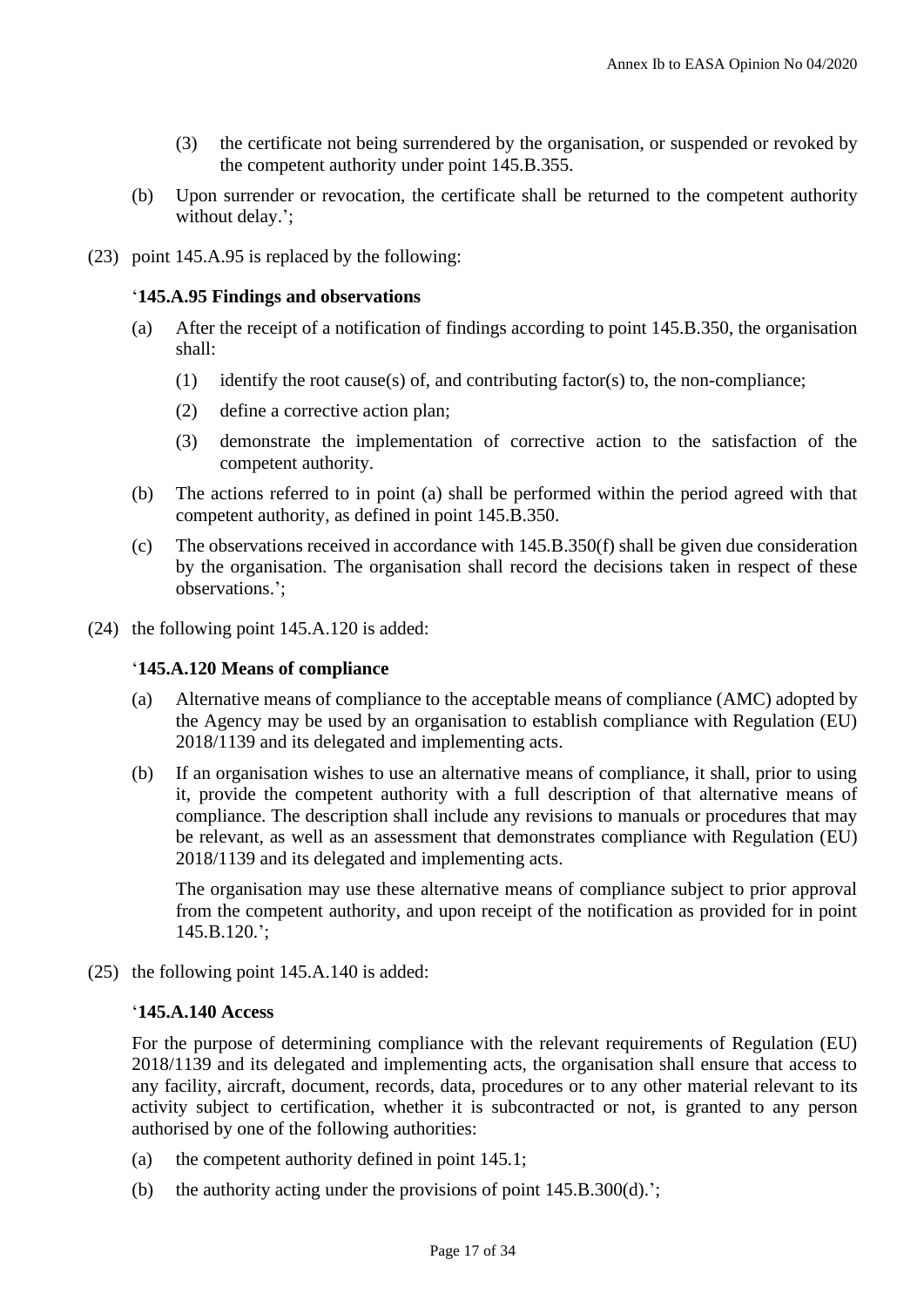(3) the certificate not being surrendered by the organisation, or suspended or revoked by the competent authority under point 145.B.355.

(b) Upon surrender or revocation, the certificate shall be returned to the competent authority without delay.';

(23) point 145.A.95 is replaced by the following:

'**145.A.95 Findings and observations**

(a) After the receipt of a notification of findings according to point 145.B.350, the organisation shall:

(1) identify the root cause(s) of, and contributing factor(s) to, the non-compliance;

(2) define a corrective action plan;

(3) demonstrate the implementation of corrective action to the satisfaction of the competent authority.

(b) The actions referred to in point (a) shall be performed within the period agreed with that competent authority, as defined in point 145.B.350.

(c) The observations received in accordance with 145.B.350(f) shall be given due consideration by the organisation. The organisation shall record the decisions taken in respect of these observations.';

(24) the following point 145.A.120 is added:

'**145.A.120 Means of compliance**

(a) Alternative means of compliance to the acceptable means of compliance (AMC) adopted by the Agency may be used by an organisation to establish compliance with Regulation (EU) 2018/1139 and its delegated and implementing acts.

(b) If an organisation wishes to use an alternative means of compliance, it shall, prior to using it, provide the competent authority with a full description of that alternative means of compliance. The description shall include any revisions to manuals or procedures that may be relevant, as well as an assessment that demonstrates compliance with Regulation (EU) 2018/1139 and its delegated and implementing acts.

The organisation may use these alternative means of compliance subject to prior approval from the competent authority, and upon receipt of the notification as provided for in point 145.B.120.';

(25) the following point 145.A.140 is added:

'**145.A.140 Access**

For the purpose of determining compliance with the relevant requirements of Regulation (EU) 2018/1139 and its delegated and implementing acts, the organisation shall ensure that access to any facility, aircraft, document, records, data, procedures or to any other material relevant to its activity subject to certification, whether it is subcontracted or not, is granted to any person authorised by one of the following authorities:

(a) the competent authority defined in point 145.1;

(b) the authority acting under the provisions of point 145.B.300(d).';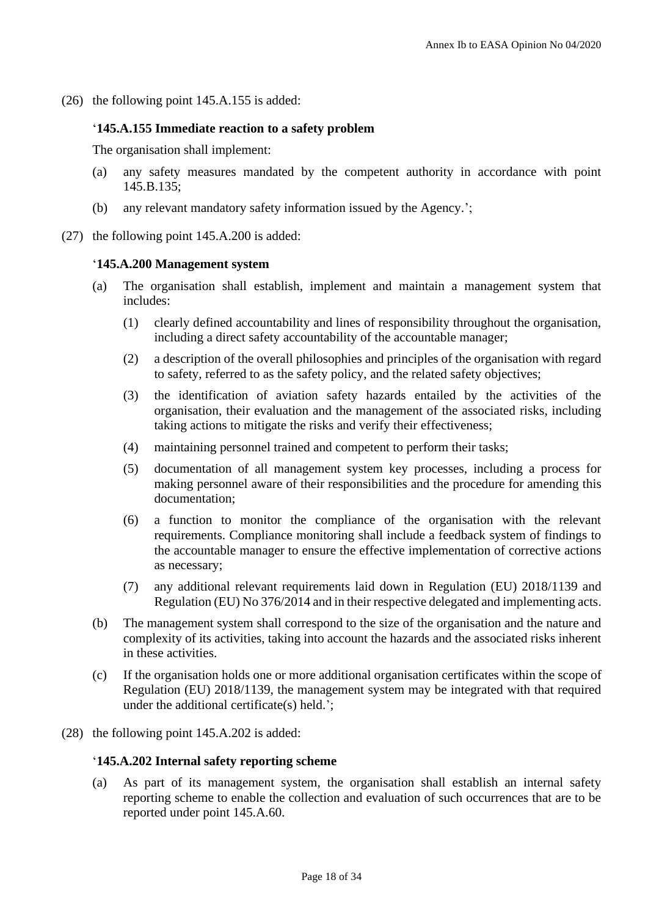(26) the following point 145.A.155 is added:

'**145.A.155 Immediate reaction to a safety problem**

The organisation shall implement:

(a) any safety measures mandated by the competent authority in accordance with point 145.B.135;

(b) any relevant mandatory safety information issued by the Agency.';

(27) the following point 145.A.200 is added:

'**145.A.200 Management system**

(a) The organisation shall establish, implement and maintain a management system that includes:

(1) clearly defined accountability and lines of responsibility throughout the organisation, including a direct safety accountability of the accountable manager;

(2) a description of the overall philosophies and principles of the organisation with regard to safety, referred to as the safety policy, and the related safety objectives;

(3) the identification of aviation safety hazards entailed by the activities of the organisation, their evaluation and the management of the associated risks, including taking actions to mitigate the risks and verify their effectiveness;

(4) maintaining personnel trained and competent to perform their tasks;

(5) documentation of all management system key processes, including a process for making personnel aware of their responsibilities and the procedure for amending this documentation;

(6) a function to monitor the compliance of the organisation with the relevant requirements. Compliance monitoring shall include a feedback system of findings to the accountable manager to ensure the effective implementation of corrective actions as necessary;

(7) any additional relevant requirements laid down in Regulation (EU) 2018/1139 and Regulation (EU) No 376/2014 and in their respective delegated and implementing acts.

(b) The management system shall correspond to the size of the organisation and the nature and complexity of its activities, taking into account the hazards and the associated risks inherent in these activities.

(c) If the organisation holds one or more additional organisation certificates within the scope of Regulation (EU) 2018/1139, the management system may be integrated with that required under the additional certificate(s) held.';

(28) the following point 145.A.202 is added:

'**145.A.202 Internal safety reporting scheme**

(a) As part of its management system, the organisation shall establish an internal safety reporting scheme to enable the collection and evaluation of such occurrences that are to be reported under point 145.A.60.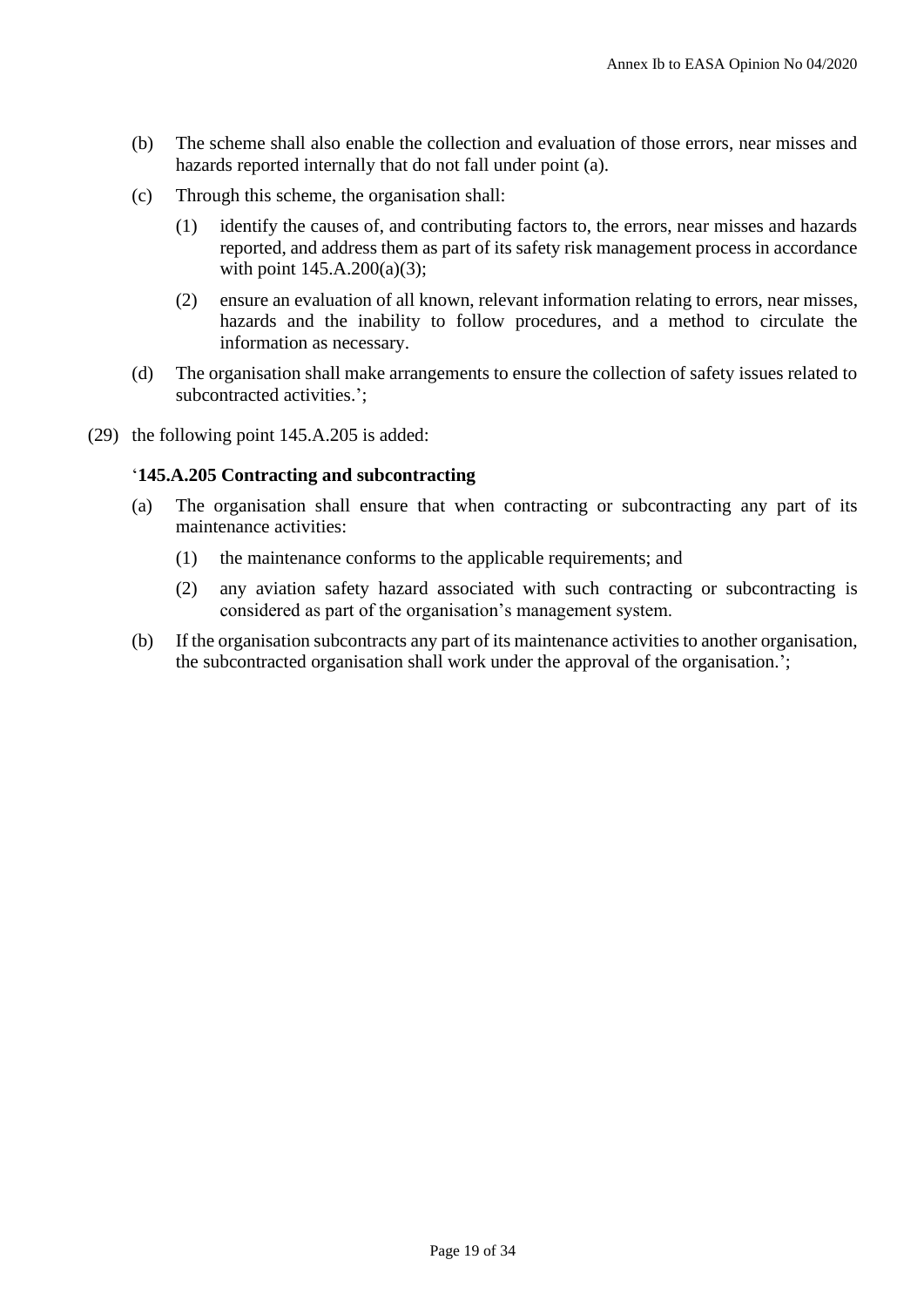(b) The scheme shall also enable the collection and evaluation of those errors, near misses and hazards reported internally that do not fall under point (a).

(c) Through this scheme, the organisation shall:

(1) identify the causes of, and contributing factors to, the errors, near misses and hazards reported, and address them as part of its safety risk management process in accordance with point 145.A.200(a)(3);

(2) ensure an evaluation of all known, relevant information relating to errors, near misses, hazards and the inability to follow procedures, and a method to circulate the information as necessary.

(d) The organisation shall make arrangements to ensure the collection of safety issues related to subcontracted activities.';

(29) the following point 145.A.205 is added:

'**145.A.205 Contracting and subcontracting**

(a) The organisation shall ensure that when contracting or subcontracting any part of its maintenance activities:

(1) the maintenance conforms to the applicable requirements; and

(2) any aviation safety hazard associated with such contracting or subcontracting is considered as part of the organisation's management system.

(b) If the organisation subcontracts any part of its maintenance activities to another organisation, the subcontracted organisation shall work under the approval of the organisation.';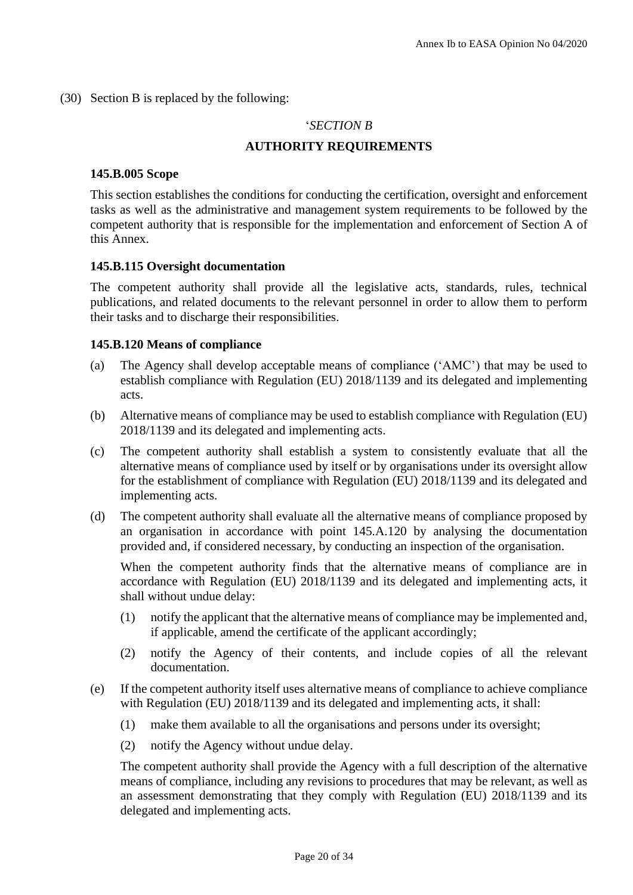(30) Section B is replaced by the following:

'*SECTION B*

**AUTHORITY REQUIREMENTS**

**145.B.005 Scope**

This section establishes the conditions for conducting the certification, oversight and enforcement tasks as well as the administrative and management system requirements to be followed by the competent authority that is responsible for the implementation and enforcement of Section A of this Annex.

**145.B.115 Oversight documentation**

The competent authority shall provide all the legislative acts, standards, rules, technical publications, and related documents to the relevant personnel in order to allow them to perform their tasks and to discharge their responsibilities.

**145.B.120 Means of compliance**

(a) The Agency shall develop acceptable means of compliance ('AMC') that may be used to establish compliance with Regulation (EU) 2018/1139 and its delegated and implementing acts.

(b) Alternative means of compliance may be used to establish compliance with Regulation (EU) 2018/1139 and its delegated and implementing acts.

(c) The competent authority shall establish a system to consistently evaluate that all the alternative means of compliance used by itself or by organisations under its oversight allow for the establishment of compliance with Regulation (EU) 2018/1139 and its delegated and implementing acts.

(d) The competent authority shall evaluate all the alternative means of compliance proposed by an organisation in accordance with point 145.A.120 by analysing the documentation provided and, if considered necessary, by conducting an inspection of the organisation.

When the competent authority finds that the alternative means of compliance are in accordance with Regulation (EU) 2018/1139 and its delegated and implementing acts, it shall without undue delay:

(1) notify the applicant that the alternative means of compliance may be implemented and, if applicable, amend the certificate of the applicant accordingly;

(2) notify the Agency of their contents, and include copies of all the relevant documentation.

(e) If the competent authority itself uses alternative means of compliance to achieve compliance with Regulation (EU) 2018/1139 and its delegated and implementing acts, it shall:

(1) make them available to all the organisations and persons under its oversight;

(2) notify the Agency without undue delay.

The competent authority shall provide the Agency with a full description of the alternative means of compliance, including any revisions to procedures that may be relevant, as well as an assessment demonstrating that they comply with Regulation (EU) 2018/1139 and its delegated and implementing acts.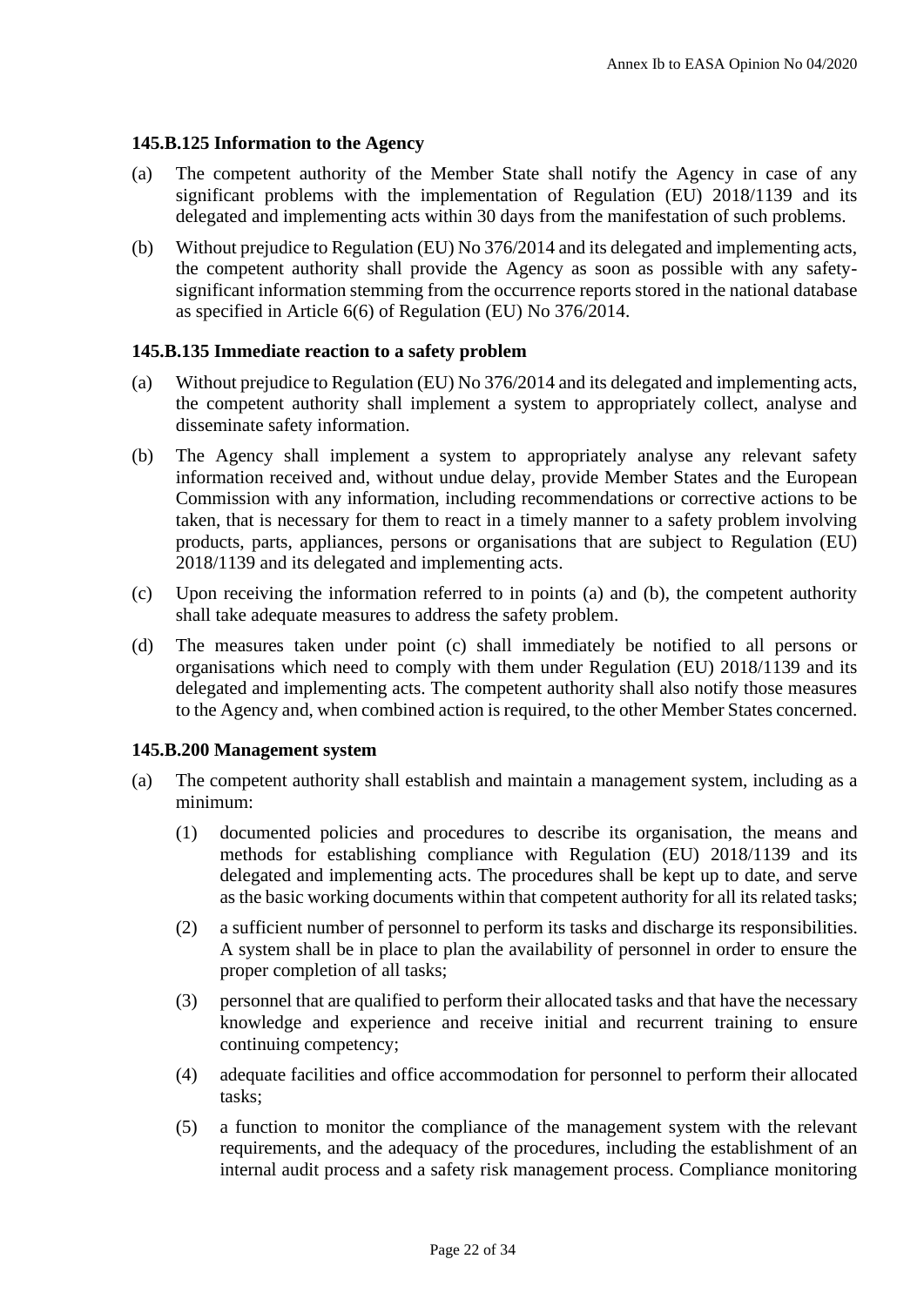### 145.B.125 Information to the Agency

(a) The competent authority of the Member State shall notify the Agency in case of any significant problems with the implementation of Regulation (EU) 2018/1139 and its delegated and implementing acts within 30 days from the manifestation of such problems.

(b) Without prejudice to Regulation (EU) No 376/2014 and its delegated and implementing acts, the competent authority shall provide the Agency as soon as possible with any safety-significant information stemming from the occurrence reports stored in the national database as specified in Article 6(6) of Regulation (EU) No 376/2014.

### 145.B.135 Immediate reaction to a safety problem

(a) Without prejudice to Regulation (EU) No 376/2014 and its delegated and implementing acts, the competent authority shall implement a system to appropriately collect, analyse and disseminate safety information.

(b) The Agency shall implement a system to appropriately analyse any relevant safety information received and, without undue delay, provide Member States and the European Commission with any information, including recommendations or corrective actions to be taken, that is necessary for them to react in a timely manner to a safety problem involving products, parts, appliances, persons or organisations that are subject to Regulation (EU) 2018/1139 and its delegated and implementing acts.

(c) Upon receiving the information referred to in points (a) and (b), the competent authority shall take adequate measures to address the safety problem.

(d) The measures taken under point (c) shall immediately be notified to all persons or organisations which need to comply with them under Regulation (EU) 2018/1139 and its delegated and implementing acts. The competent authority shall also notify those measures to the Agency and, when combined action is required, to the other Member States concerned.

### 145.B.200 Management system

(a) The competent authority shall establish and maintain a management system, including as a minimum:

   (1) documented policies and procedures to describe its organisation, the means and methods for establishing compliance with Regulation (EU) 2018/1139 and its delegated and implementing acts. The procedures shall be kept up to date, and serve as the basic working documents within that competent authority for all its related tasks;

   (2) a sufficient number of personnel to perform its tasks and discharge its responsibilities. A system shall be in place to plan the availability of personnel in order to ensure the proper completion of all tasks;

   (3) personnel that are qualified to perform their allocated tasks and that have the necessary knowledge and experience and receive initial and recurrent training to ensure continuing competency;

   (4) adequate facilities and office accommodation for personnel to perform their allocated tasks;

   (5) a function to monitor the compliance of the management system with the relevant requirements, and the adequacy of the procedures, including the establishment of an internal audit process and a safety risk management process. Compliance monitoring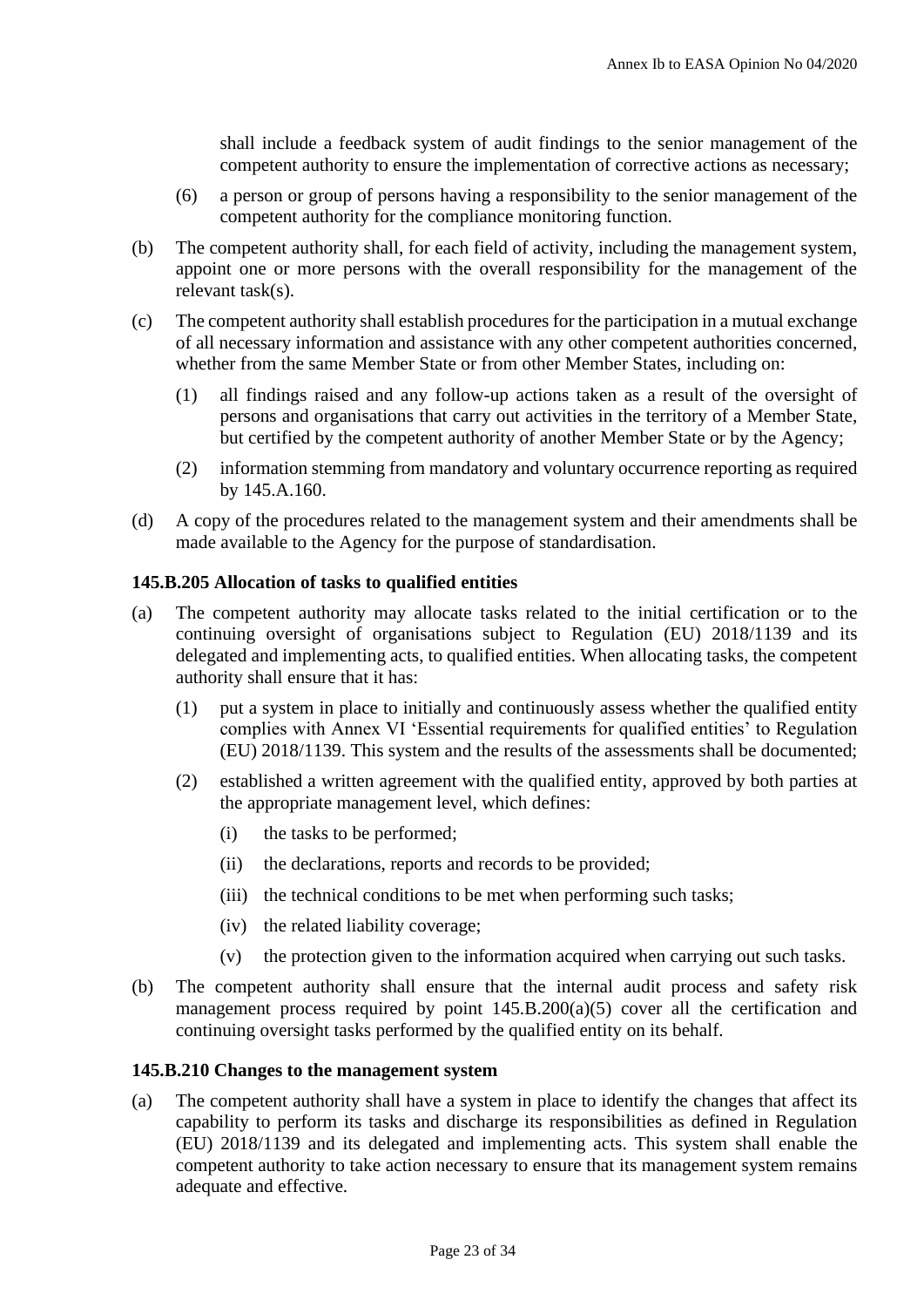shall include a feedback system of audit findings to the senior management of the competent authority to ensure the implementation of corrective actions as necessary;

(6) a person or group of persons having a responsibility to the senior management of the competent authority for the compliance monitoring function.

(b) The competent authority shall, for each field of activity, including the management system, appoint one or more persons with the overall responsibility for the management of the relevant task(s).

(c) The competent authority shall establish procedures for the participation in a mutual exchange of all necessary information and assistance with any other competent authorities concerned, whether from the same Member State or from other Member States, including on:

(1) all findings raised and any follow-up actions taken as a result of the oversight of persons and organisations that carry out activities in the territory of a Member State, but certified by the competent authority of another Member State or by the Agency;

(2) information stemming from mandatory and voluntary occurrence reporting as required by 145.A.160.

(d) A copy of the procedures related to the management system and their amendments shall be made available to the Agency for the purpose of standardisation.

**145.B.205 Allocation of tasks to qualified entities**

(a) The competent authority may allocate tasks related to the initial certification or to the continuing oversight of organisations subject to Regulation (EU) 2018/1139 and its delegated and implementing acts, to qualified entities. When allocating tasks, the competent authority shall ensure that it has:

(1) put a system in place to initially and continuously assess whether the qualified entity complies with Annex VI 'Essential requirements for qualified entities' to Regulation (EU) 2018/1139. This system and the results of the assessments shall be documented;

(2) established a written agreement with the qualified entity, approved by both parties at the appropriate management level, which defines:

(i) the tasks to be performed;

(ii) the declarations, reports and records to be provided;

(iii) the technical conditions to be met when performing such tasks;

(iv) the related liability coverage;

(v) the protection given to the information acquired when carrying out such tasks.

(b) The competent authority shall ensure that the internal audit process and safety risk management process required by point 145.B.200(a)(5) cover all the certification and continuing oversight tasks performed by the qualified entity on its behalf.

**145.B.210 Changes to the management system**

(a) The competent authority shall have a system in place to identify the changes that affect its capability to perform its tasks and discharge its responsibilities as defined in Regulation (EU) 2018/1139 and its delegated and implementing acts. This system shall enable the competent authority to take action necessary to ensure that its management system remains adequate and effective.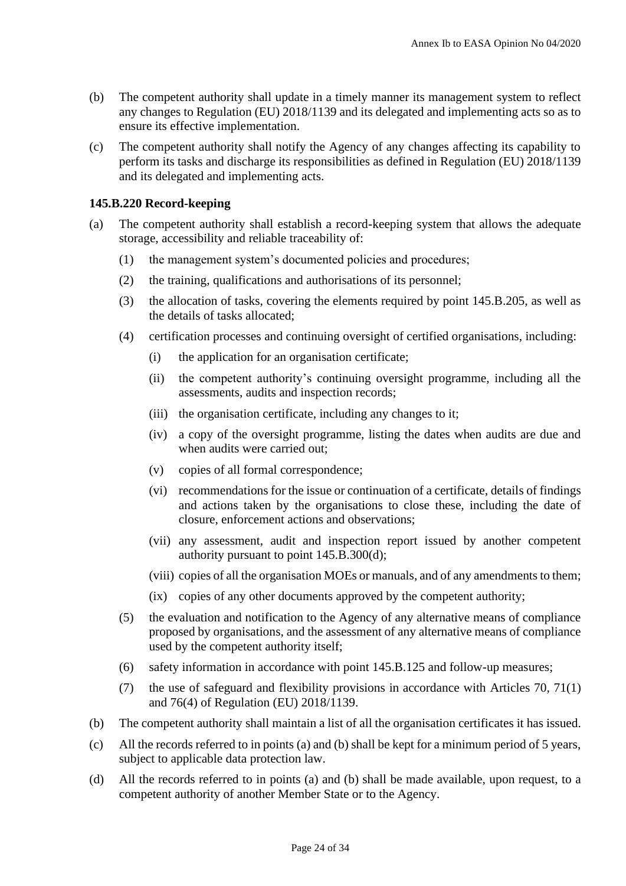(b) The competent authority shall update in a timely manner its management system to reflect any changes to Regulation (EU) 2018/1139 and its delegated and implementing acts so as to ensure its effective implementation.

(c) The competent authority shall notify the Agency of any changes affecting its capability to perform its tasks and discharge its responsibilities as defined in Regulation (EU) 2018/1139 and its delegated and implementing acts.

**145.B.220 Record-keeping**

(a) The competent authority shall establish a record-keeping system that allows the adequate storage, accessibility and reliable traceability of:

  (1) the management system's documented policies and procedures;

  (2) the training, qualifications and authorisations of its personnel;

  (3) the allocation of tasks, covering the elements required by point 145.B.205, as well as the details of tasks allocated;

  (4) certification processes and continuing oversight of certified organisations, including:

    (i) the application for an organisation certificate;

    (ii) the competent authority's continuing oversight programme, including all the assessments, audits and inspection records;

    (iii) the organisation certificate, including any changes to it;

    (iv) a copy of the oversight programme, listing the dates when audits are due and when audits were carried out;

    (v) copies of all formal correspondence;

    (vi) recommendations for the issue or continuation of a certificate, details of findings and actions taken by the organisations to close these, including the date of closure, enforcement actions and observations;

    (vii) any assessment, audit and inspection report issued by another competent authority pursuant to point 145.B.300(d);

    (viii) copies of all the organisation MOEs or manuals, and of any amendments to them;

    (ix) copies of any other documents approved by the competent authority;

  (5) the evaluation and notification to the Agency of any alternative means of compliance proposed by organisations, and the assessment of any alternative means of compliance used by the competent authority itself;

  (6) safety information in accordance with point 145.B.125 and follow-up measures;

  (7) the use of safeguard and flexibility provisions in accordance with Articles 70, 71(1) and 76(4) of Regulation (EU) 2018/1139.

(b) The competent authority shall maintain a list of all the organisation certificates it has issued.

(c) All the records referred to in points (a) and (b) shall be kept for a minimum period of 5 years, subject to applicable data protection law.

(d) All the records referred to in points (a) and (b) shall be made available, upon request, to a competent authority of another Member State or to the Agency.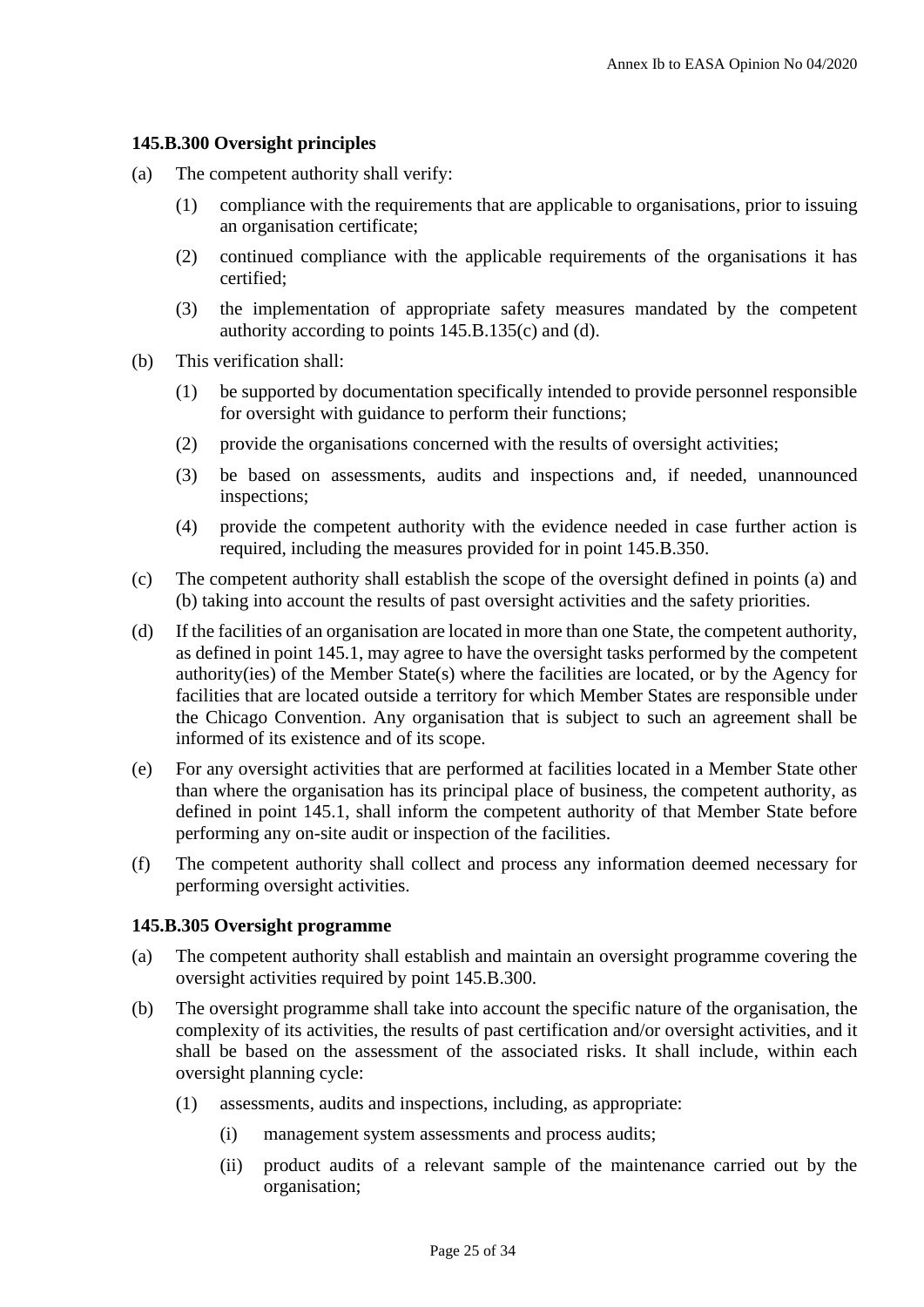### 145.B.300 Oversight principles

(a) The competent authority shall verify:

  (1) compliance with the requirements that are applicable to organisations, prior to issuing an organisation certificate;

  (2) continued compliance with the applicable requirements of the organisations it has certified;

  (3) the implementation of appropriate safety measures mandated by the competent authority according to points 145.B.135(c) and (d).

(b) This verification shall:

  (1) be supported by documentation specifically intended to provide personnel responsible for oversight with guidance to perform their functions;

  (2) provide the organisations concerned with the results of oversight activities;

  (3) be based on assessments, audits and inspections and, if needed, unannounced inspections;

  (4) provide the competent authority with the evidence needed in case further action is required, including the measures provided for in point 145.B.350.

(c) The competent authority shall establish the scope of the oversight defined in points (a) and (b) taking into account the results of past oversight activities and the safety priorities.

(d) If the facilities of an organisation are located in more than one State, the competent authority, as defined in point 145.1, may agree to have the oversight tasks performed by the competent authority(ies) of the Member State(s) where the facilities are located, or by the Agency for facilities that are located outside a territory for which Member States are responsible under the Chicago Convention. Any organisation that is subject to such an agreement shall be informed of its existence and of its scope.

(e) For any oversight activities that are performed at facilities located in a Member State other than where the organisation has its principal place of business, the competent authority, as defined in point 145.1, shall inform the competent authority of that Member State before performing any on-site audit or inspection of the facilities.

(f) The competent authority shall collect and process any information deemed necessary for performing oversight activities.

### 145.B.305 Oversight programme

(a) The competent authority shall establish and maintain an oversight programme covering the oversight activities required by point 145.B.300.

(b) The oversight programme shall take into account the specific nature of the organisation, the complexity of its activities, the results of past certification and/or oversight activities, and it shall be based on the assessment of the associated risks. It shall include, within each oversight planning cycle:

  (1) assessments, audits and inspections, including, as appropriate:

    (i) management system assessments and process audits;

    (ii) product audits of a relevant sample of the maintenance carried out by the organisation;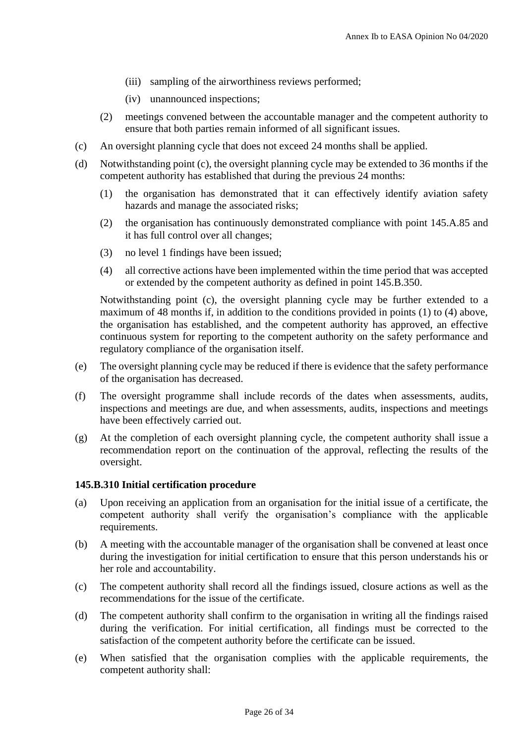(iii) sampling of the airworthiness reviews performed;

(iv) unannounced inspections;

(2) meetings convened between the accountable manager and the competent authority to ensure that both parties remain informed of all significant issues.

(c) An oversight planning cycle that does not exceed 24 months shall be applied.

(d) Notwithstanding point (c), the oversight planning cycle may be extended to 36 months if the competent authority has established that during the previous 24 months:

(1) the organisation has demonstrated that it can effectively identify aviation safety hazards and manage the associated risks;

(2) the organisation has continuously demonstrated compliance with point 145.A.85 and it has full control over all changes;

(3) no level 1 findings have been issued;

(4) all corrective actions have been implemented within the time period that was accepted or extended by the competent authority as defined in point 145.B.350.

Notwithstanding point (c), the oversight planning cycle may be further extended to a maximum of 48 months if, in addition to the conditions provided in points (1) to (4) above, the organisation has established, and the competent authority has approved, an effective continuous system for reporting to the competent authority on the safety performance and regulatory compliance of the organisation itself.

(e) The oversight planning cycle may be reduced if there is evidence that the safety performance of the organisation has decreased.

(f) The oversight programme shall include records of the dates when assessments, audits, inspections and meetings are due, and when assessments, audits, inspections and meetings have been effectively carried out.

(g) At the completion of each oversight planning cycle, the competent authority shall issue a recommendation report on the continuation of the approval, reflecting the results of the oversight.

**145.B.310 Initial certification procedure**

(a) Upon receiving an application from an organisation for the initial issue of a certificate, the competent authority shall verify the organisation's compliance with the applicable requirements.

(b) A meeting with the accountable manager of the organisation shall be convened at least once during the investigation for initial certification to ensure that this person understands his or her role and accountability.

(c) The competent authority shall record all the findings issued, closure actions as well as the recommendations for the issue of the certificate.

(d) The competent authority shall confirm to the organisation in writing all the findings raised during the verification. For initial certification, all findings must be corrected to the satisfaction of the competent authority before the certificate can be issued.

(e) When satisfied that the organisation complies with the applicable requirements, the competent authority shall: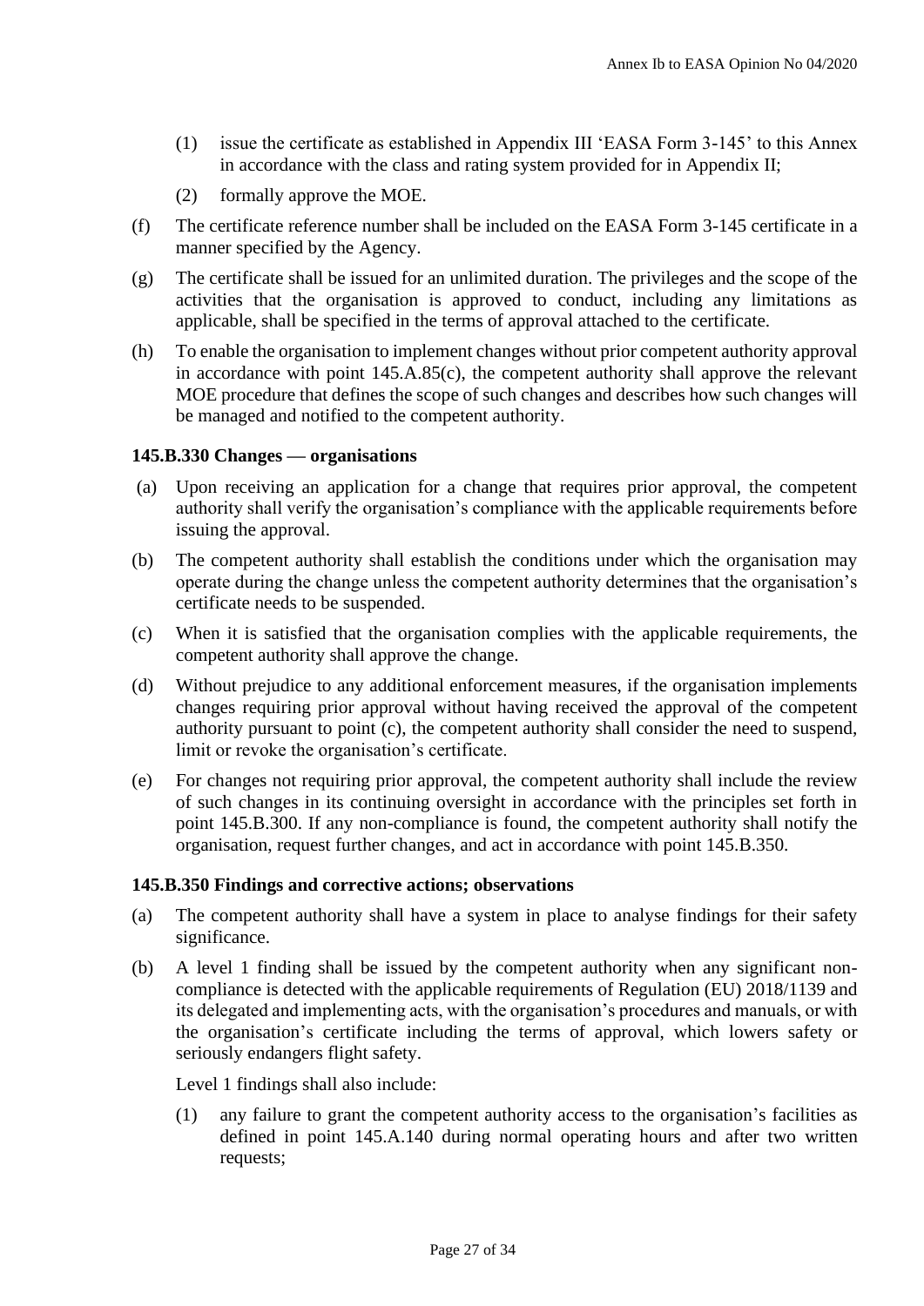(1) issue the certificate as established in Appendix III 'EASA Form 3-145' to this Annex in accordance with the class and rating system provided for in Appendix II;

(2) formally approve the MOE.

(f) The certificate reference number shall be included on the EASA Form 3-145 certificate in a manner specified by the Agency.

(g) The certificate shall be issued for an unlimited duration. The privileges and the scope of the activities that the organisation is approved to conduct, including any limitations as applicable, shall be specified in the terms of approval attached to the certificate.

(h) To enable the organisation to implement changes without prior competent authority approval in accordance with point 145.A.85(c), the competent authority shall approve the relevant MOE procedure that defines the scope of such changes and describes how such changes will be managed and notified to the competent authority.

**145.B.330 Changes — organisations**

(a) Upon receiving an application for a change that requires prior approval, the competent authority shall verify the organisation's compliance with the applicable requirements before issuing the approval.

(b) The competent authority shall establish the conditions under which the organisation may operate during the change unless the competent authority determines that the organisation's certificate needs to be suspended.

(c) When it is satisfied that the organisation complies with the applicable requirements, the competent authority shall approve the change.

(d) Without prejudice to any additional enforcement measures, if the organisation implements changes requiring prior approval without having received the approval of the competent authority pursuant to point (c), the competent authority shall consider the need to suspend, limit or revoke the organisation's certificate.

(e) For changes not requiring prior approval, the competent authority shall include the review of such changes in its continuing oversight in accordance with the principles set forth in point 145.B.300. If any non-compliance is found, the competent authority shall notify the organisation, request further changes, and act in accordance with point 145.B.350.

**145.B.350 Findings and corrective actions; observations**

(a) The competent authority shall have a system in place to analyse findings for their safety significance.

(b) A level 1 finding shall be issued by the competent authority when any significant non-compliance is detected with the applicable requirements of Regulation (EU) 2018/1139 and its delegated and implementing acts, with the organisation's procedures and manuals, or with the organisation's certificate including the terms of approval, which lowers safety or seriously endangers flight safety.

Level 1 findings shall also include:

(1) any failure to grant the competent authority access to the organisation's facilities as defined in point 145.A.140 during normal operating hours and after two written requests;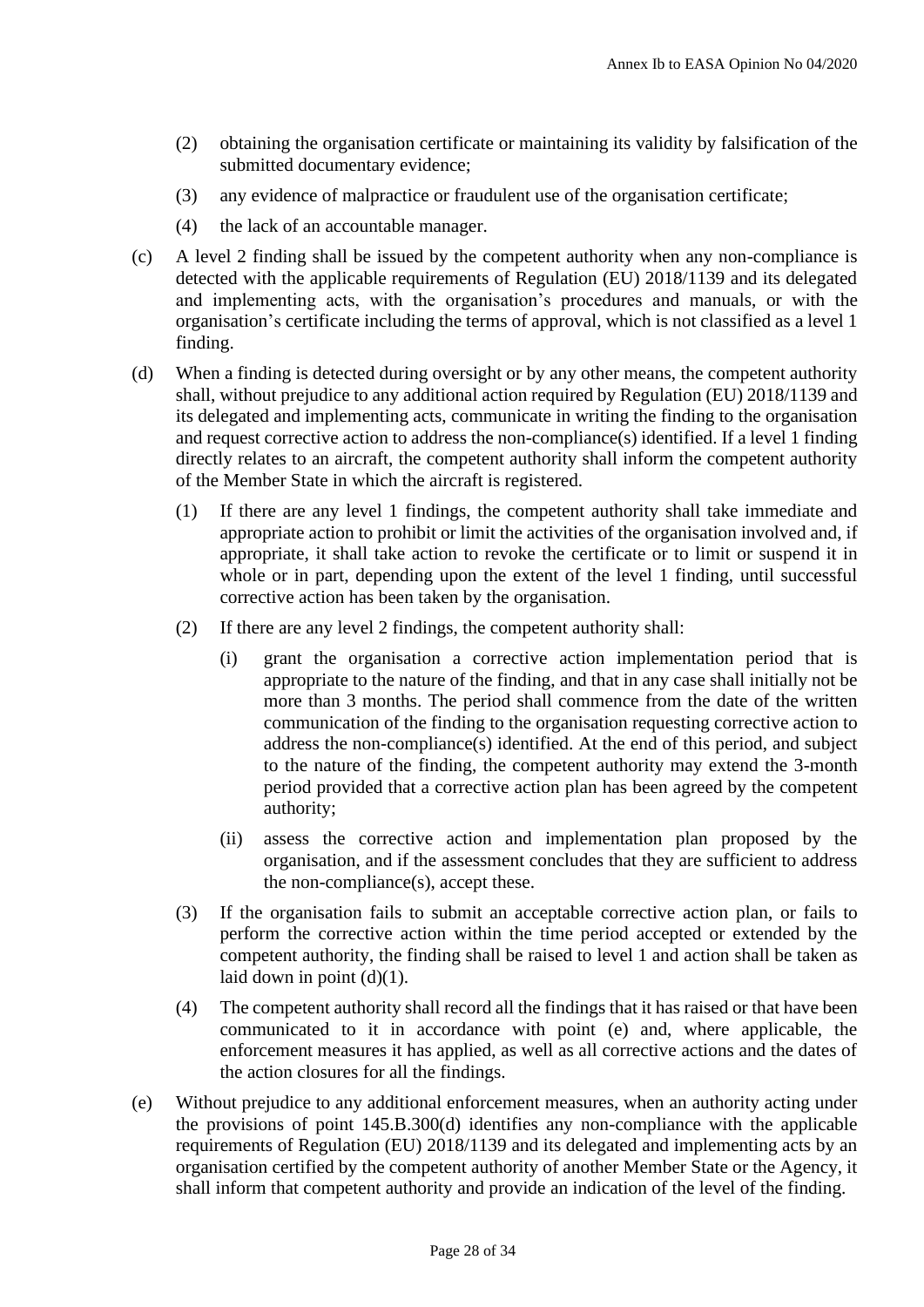(2) obtaining the organisation certificate or maintaining its validity by falsification of the submitted documentary evidence;

(3) any evidence of malpractice or fraudulent use of the organisation certificate;

(4) the lack of an accountable manager.

(c) A level 2 finding shall be issued by the competent authority when any non-compliance is detected with the applicable requirements of Regulation (EU) 2018/1139 and its delegated and implementing acts, with the organisation's procedures and manuals, or with the organisation's certificate including the terms of approval, which is not classified as a level 1 finding.

(d) When a finding is detected during oversight or by any other means, the competent authority shall, without prejudice to any additional action required by Regulation (EU) 2018/1139 and its delegated and implementing acts, communicate in writing the finding to the organisation and request corrective action to address the non-compliance(s) identified. If a level 1 finding directly relates to an aircraft, the competent authority shall inform the competent authority of the Member State in which the aircraft is registered.

   (1) If there are any level 1 findings, the competent authority shall take immediate and appropriate action to prohibit or limit the activities of the organisation involved and, if appropriate, it shall take action to revoke the certificate or to limit or suspend it in whole or in part, depending upon the extent of the level 1 finding, until successful corrective action has been taken by the organisation.

   (2) If there are any level 2 findings, the competent authority shall:

      (i) grant the organisation a corrective action implementation period that is appropriate to the nature of the finding, and that in any case shall initially not be more than 3 months. The period shall commence from the date of the written communication of the finding to the organisation requesting corrective action to address the non-compliance(s) identified. At the end of this period, and subject to the nature of the finding, the competent authority may extend the 3-month period provided that a corrective action plan has been agreed by the competent authority;

      (ii) assess the corrective action and implementation plan proposed by the organisation, and if the assessment concludes that they are sufficient to address the non-compliance(s), accept these.

   (3) If the organisation fails to submit an acceptable corrective action plan, or fails to perform the corrective action within the time period accepted or extended by the competent authority, the finding shall be raised to level 1 and action shall be taken as laid down in point (d)(1).

   (4) The competent authority shall record all the findings that it has raised or that have been communicated to it in accordance with point (e) and, where applicable, the enforcement measures it has applied, as well as all corrective actions and the dates of the action closures for all the findings.

(e) Without prejudice to any additional enforcement measures, when an authority acting under the provisions of point 145.B.300(d) identifies any non-compliance with the applicable requirements of Regulation (EU) 2018/1139 and its delegated and implementing acts by an organisation certified by the competent authority of another Member State or the Agency, it shall inform that competent authority and provide an indication of the level of the finding.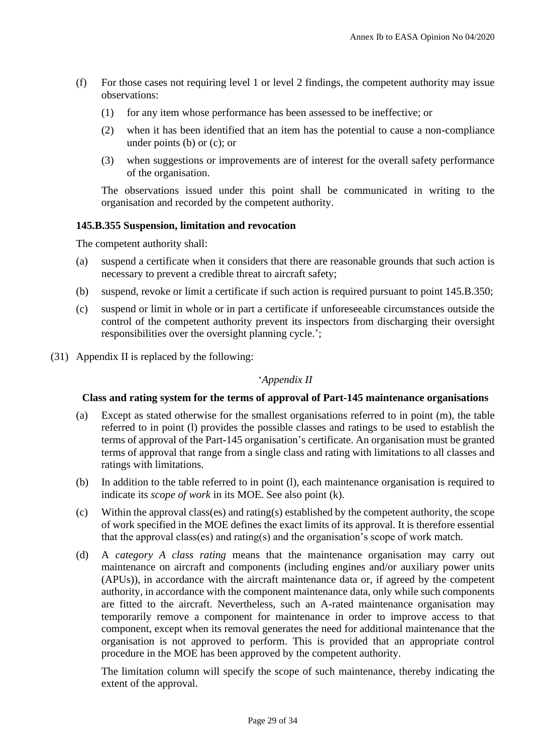(f) For those cases not requiring level 1 or level 2 findings, the competent authority may issue observations:

   (1) for any item whose performance has been assessed to be ineffective; or

   (2) when it has been identified that an item has the potential to cause a non-compliance under points (b) or (c); or

   (3) when suggestions or improvements are of interest for the overall safety performance of the organisation.

   The observations issued under this point shall be communicated in writing to the organisation and recorded by the competent authority.

**145.B.355 Suspension, limitation and revocation**

The competent authority shall:

(a) suspend a certificate when it considers that there are reasonable grounds that such action is necessary to prevent a credible threat to aircraft safety;

(b) suspend, revoke or limit a certificate if such action is required pursuant to point 145.B.350;

(c) suspend or limit in whole or in part a certificate if unforeseeable circumstances outside the control of the competent authority prevent its inspectors from discharging their oversight responsibilities over the oversight planning cycle.';

(31) Appendix II is replaced by the following:

'*Appendix II*

**Class and rating system for the terms of approval of Part-145 maintenance organisations**

(a) Except as stated otherwise for the smallest organisations referred to in point (m), the table referred to in point (l) provides the possible classes and ratings to be used to establish the terms of approval of the Part-145 organisation's certificate. An organisation must be granted terms of approval that range from a single class and rating with limitations to all classes and ratings with limitations.

(b) In addition to the table referred to in point (l), each maintenance organisation is required to indicate its *scope of work* in its MOE. See also point (k).

(c) Within the approval class(es) and rating(s) established by the competent authority, the scope of work specified in the MOE defines the exact limits of its approval. It is therefore essential that the approval class(es) and rating(s) and the organisation's scope of work match.

(d) A *category A class rating* means that the maintenance organisation may carry out maintenance on aircraft and components (including engines and/or auxiliary power units (APUs)), in accordance with the aircraft maintenance data or, if agreed by the competent authority, in accordance with the component maintenance data, only while such components are fitted to the aircraft. Nevertheless, such an A-rated maintenance organisation may temporarily remove a component for maintenance in order to improve access to that component, except when its removal generates the need for additional maintenance that the organisation is not approved to perform. This is provided that an appropriate control procedure in the MOE has been approved by the competent authority.

   The limitation column will specify the scope of such maintenance, thereby indicating the extent of the approval.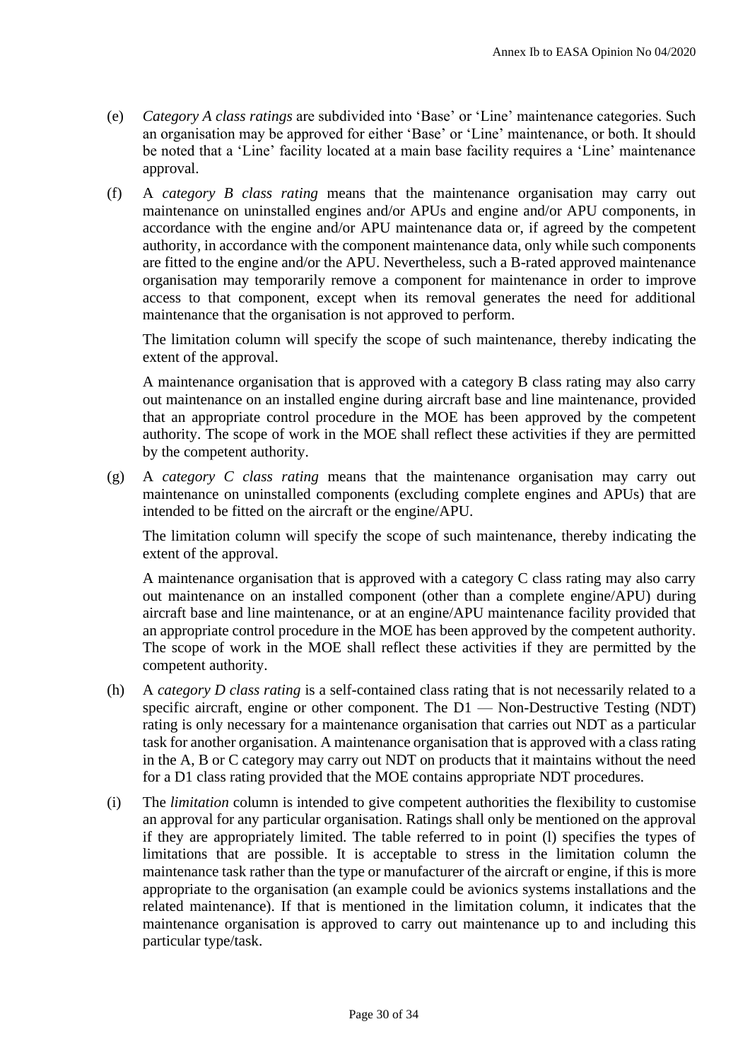(e) *Category A class ratings* are subdivided into 'Base' or 'Line' maintenance categories. Such an organisation may be approved for either 'Base' or 'Line' maintenance, or both. It should be noted that a 'Line' facility located at a main base facility requires a 'Line' maintenance approval.

(f) A *category B class rating* means that the maintenance organisation may carry out maintenance on uninstalled engines and/or APUs and engine and/or APU components, in accordance with the engine and/or APU maintenance data or, if agreed by the competent authority, in accordance with the component maintenance data, only while such components are fitted to the engine and/or the APU. Nevertheless, such a B-rated approved maintenance organisation may temporarily remove a component for maintenance in order to improve access to that component, except when its removal generates the need for additional maintenance that the organisation is not approved to perform.

The limitation column will specify the scope of such maintenance, thereby indicating the extent of the approval.

A maintenance organisation that is approved with a category B class rating may also carry out maintenance on an installed engine during aircraft base and line maintenance, provided that an appropriate control procedure in the MOE has been approved by the competent authority. The scope of work in the MOE shall reflect these activities if they are permitted by the competent authority.

(g) A *category C class rating* means that the maintenance organisation may carry out maintenance on uninstalled components (excluding complete engines and APUs) that are intended to be fitted on the aircraft or the engine/APU.

The limitation column will specify the scope of such maintenance, thereby indicating the extent of the approval.

A maintenance organisation that is approved with a category C class rating may also carry out maintenance on an installed component (other than a complete engine/APU) during aircraft base and line maintenance, or at an engine/APU maintenance facility provided that an appropriate control procedure in the MOE has been approved by the competent authority. The scope of work in the MOE shall reflect these activities if they are permitted by the competent authority.

(h) A *category D class rating* is a self-contained class rating that is not necessarily related to a specific aircraft, engine or other component. The D1 — Non-Destructive Testing (NDT) rating is only necessary for a maintenance organisation that carries out NDT as a particular task for another organisation. A maintenance organisation that is approved with a class rating in the A, B or C category may carry out NDT on products that it maintains without the need for a D1 class rating provided that the MOE contains appropriate NDT procedures.

(i) The *limitation* column is intended to give competent authorities the flexibility to customise an approval for any particular organisation. Ratings shall only be mentioned on the approval if they are appropriately limited. The table referred to in point (l) specifies the types of limitations that are possible. It is acceptable to stress in the limitation column the maintenance task rather than the type or manufacturer of the aircraft or engine, if this is more appropriate to the organisation (an example could be avionics systems installations and the related maintenance). If that is mentioned in the limitation column, it indicates that the maintenance organisation is approved to carry out maintenance up to and including this particular type/task.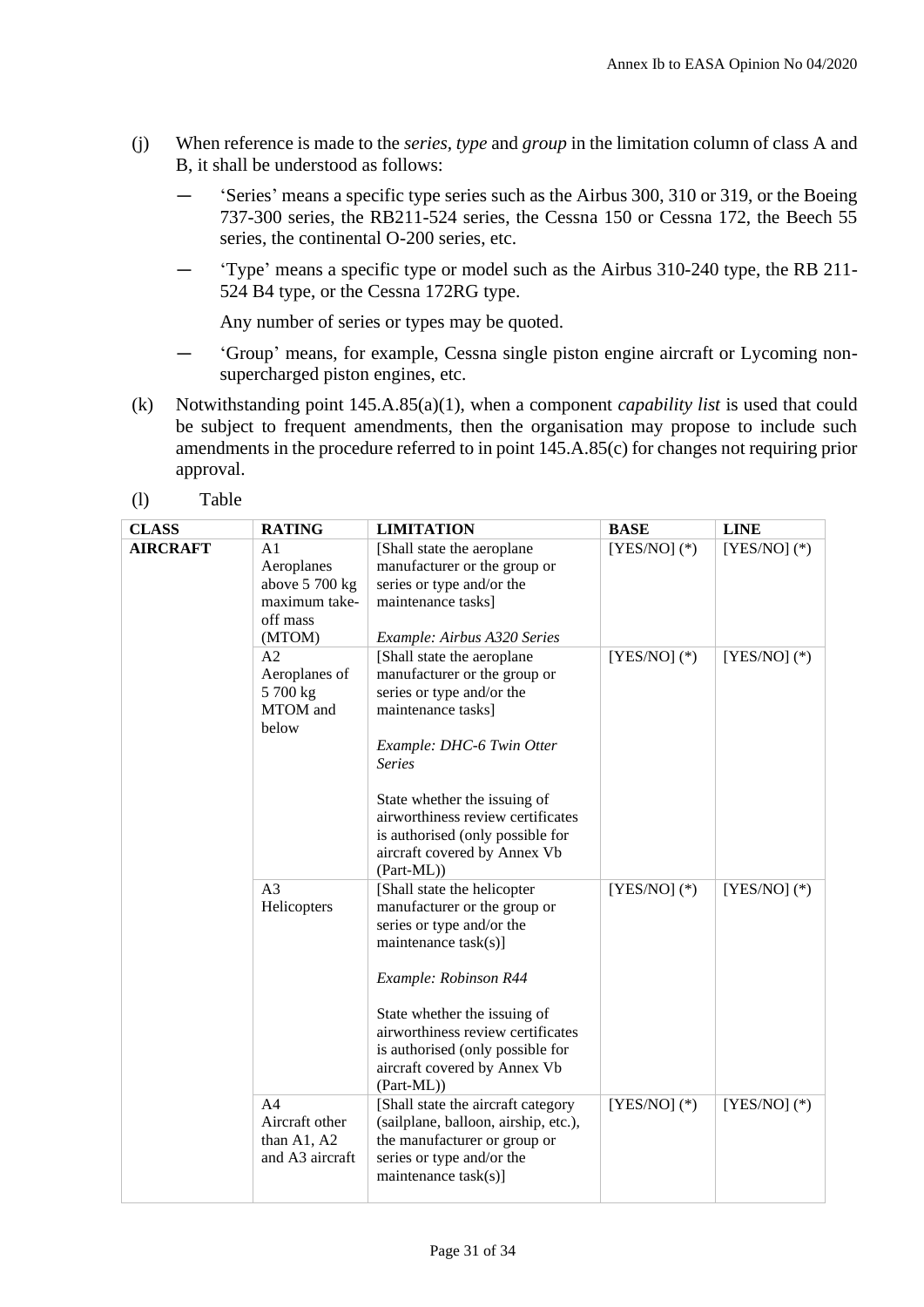(j) When reference is made to the *series*, *type* and *group* in the limitation column of class A and B, it shall be understood as follows:

- 'Series' means a specific type series such as the Airbus 300, 310 or 319, or the Boeing 737-300 series, the RB211-524 series, the Cessna 150 or Cessna 172, the Beech 55 series, the continental O-200 series, etc.
- 'Type' means a specific type or model such as the Airbus 310-240 type, the RB 211-524 B4 type, or the Cessna 172RG type.

  Any number of series or types may be quoted.
- 'Group' means, for example, Cessna single piston engine aircraft or Lycoming non-supercharged piston engines, etc.

(k) Notwithstanding point 145.A.85(a)(1), when a component *capability list* is used that could be subject to frequent amendments, then the organisation may propose to include such amendments in the procedure referred to in point 145.A.85(c) for changes not requiring prior approval.

(l) Table

| CLASS | RATING | LIMITATION | BASE | LINE |
|---|---|---|---|---|
| **AIRCRAFT** | A1 Aeroplanes above 5 700 kg maximum take-off mass (MTOM) | [Shall state the aeroplane manufacturer or the group or series or type and/or the maintenance tasks]<br><br>*Example: Airbus A320 Series* | [YES/NO] (*) | [YES/NO] (*) |
| | A2 Aeroplanes of 5 700 kg MTOM and below | [Shall state the aeroplane manufacturer or the group or series or type and/or the maintenance tasks]<br><br>*Example: DHC-6 Twin Otter Series*<br><br>State whether the issuing of airworthiness review certificates is authorised (only possible for aircraft covered by Annex Vb (Part-ML)) | [YES/NO] (*) | [YES/NO] (*) |
| | A3 Helicopters | [Shall state the helicopter manufacturer or the group or series or type and/or the maintenance task(s)]<br><br>*Example: Robinson R44*<br><br>State whether the issuing of airworthiness review certificates is authorised (only possible for aircraft covered by Annex Vb (Part-ML)) | [YES/NO] (*) | [YES/NO] (*) |
| | A4 Aircraft other than A1, A2 and A3 aircraft | [Shall state the aircraft category (sailplane, balloon, airship, etc.), the manufacturer or group or series or type and/or the maintenance task(s)] | [YES/NO] (*) | [YES/NO] (*) |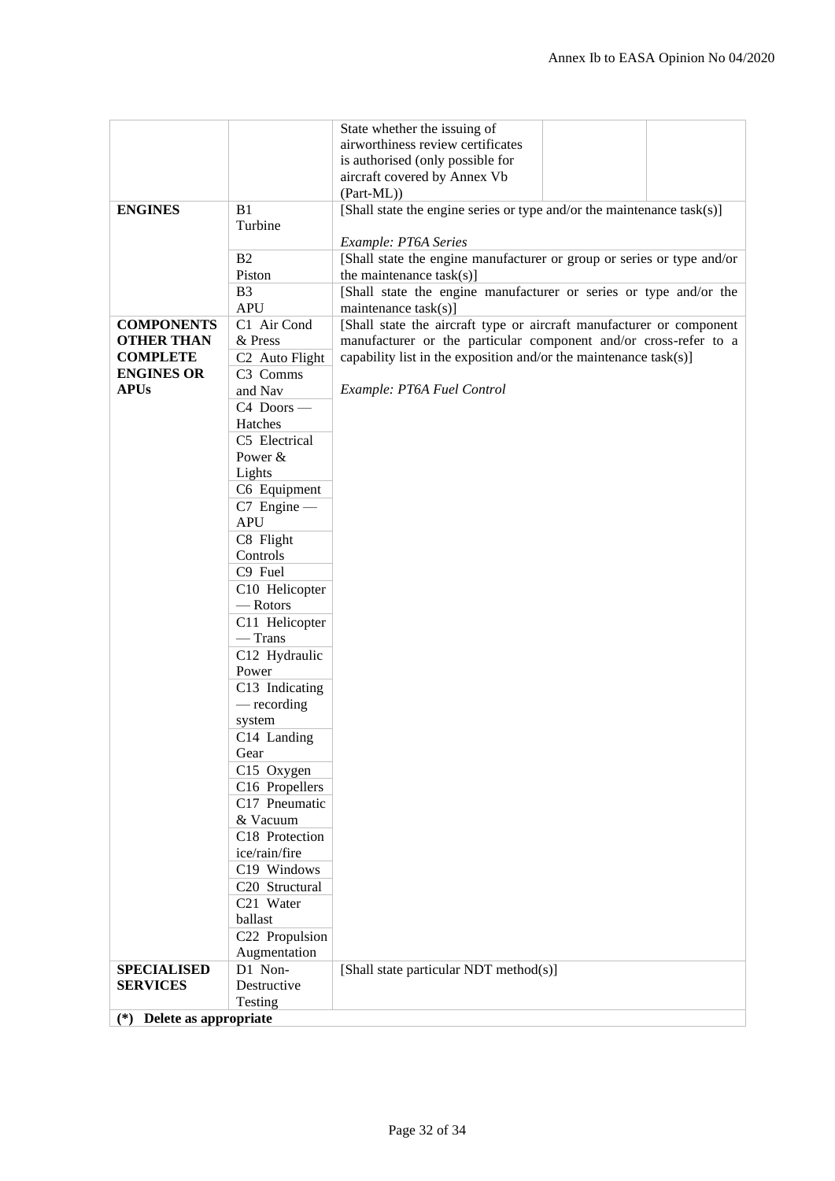| | | | | |
|---|---|---|---|---|
| | | State whether the issuing of airworthiness review certificates is authorised (only possible for aircraft covered by Annex Vb (Part-ML)) | | |
| **ENGINES** | B1 Turbine | [Shall state the engine series or type and/or the maintenance task(s)]<br><br>*Example: PT6A Series* | | |
| | B2 Piston | [Shall state the engine manufacturer or group or series or type and/or the maintenance task(s)] | | |
| | B3 APU | [Shall state the engine manufacturer or series or type and/or the maintenance task(s)] | | |
| **COMPONENTS OTHER THAN COMPLETE ENGINES OR APUs** | C1 Air Cond & Press | [Shall state the aircraft type or aircraft manufacturer or component manufacturer or the particular component and/or cross-refer to a capability list in the exposition and/or the maintenance task(s)]<br><br>*Example: PT6A Fuel Control* | | |
| | C2 Auto Flight | | | |
| | C3 Comms and Nav | | | |
| | C4 Doors — Hatches | | | |
| | C5 Electrical Power & Lights | | | |
| | C6 Equipment | | | |
| | C7 Engine — APU | | | |
| | C8 Flight Controls | | | |
| | C9 Fuel | | | |
| | C10 Helicopter — Rotors | | | |
| | C11 Helicopter — Trans | | | |
| | C12 Hydraulic Power | | | |
| | C13 Indicating — recording system | | | |
| | C14 Landing Gear | | | |
| | C15 Oxygen | | | |
| | C16 Propellers | | | |
| | C17 Pneumatic & Vacuum | | | |
| | C18 Protection ice/rain/fire | | | |
| | C19 Windows | | | |
| | C20 Structural | | | |
| | C21 Water ballast | | | |
| | C22 Propulsion Augmentation | | | |
| **SPECIALISED SERVICES** | D1 Non-Destructive Testing | [Shall state particular NDT method(s)] | | |
| **(*) Delete as appropriate** | | | | |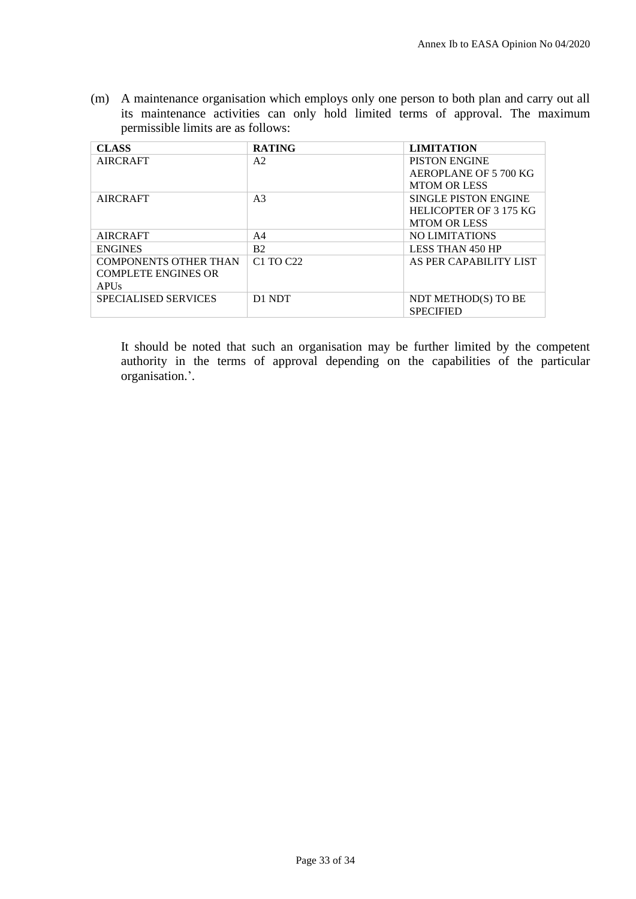(m) A maintenance organisation which employs only one person to both plan and carry out all its maintenance activities can only hold limited terms of approval. The maximum permissible limits are as follows:

| **CLASS** | **RATING** | **LIMITATION** |
|---|---|---|
| AIRCRAFT | A2 | PISTON ENGINE AEROPLANE OF 5 700 KG MTOM OR LESS |
| AIRCRAFT | A3 | SINGLE PISTON ENGINE HELICOPTER OF 3 175 KG MTOM OR LESS |
| AIRCRAFT | A4 | NO LIMITATIONS |
| ENGINES | B2 | LESS THAN 450 HP |
| COMPONENTS OTHER THAN COMPLETE ENGINES OR APUs | C1 TO C22 | AS PER CAPABILITY LIST |
| SPECIALISED SERVICES | D1 NDT | NDT METHOD(S) TO BE SPECIFIED |

It should be noted that such an organisation may be further limited by the competent authority in the terms of approval depending on the capabilities of the particular organisation.'.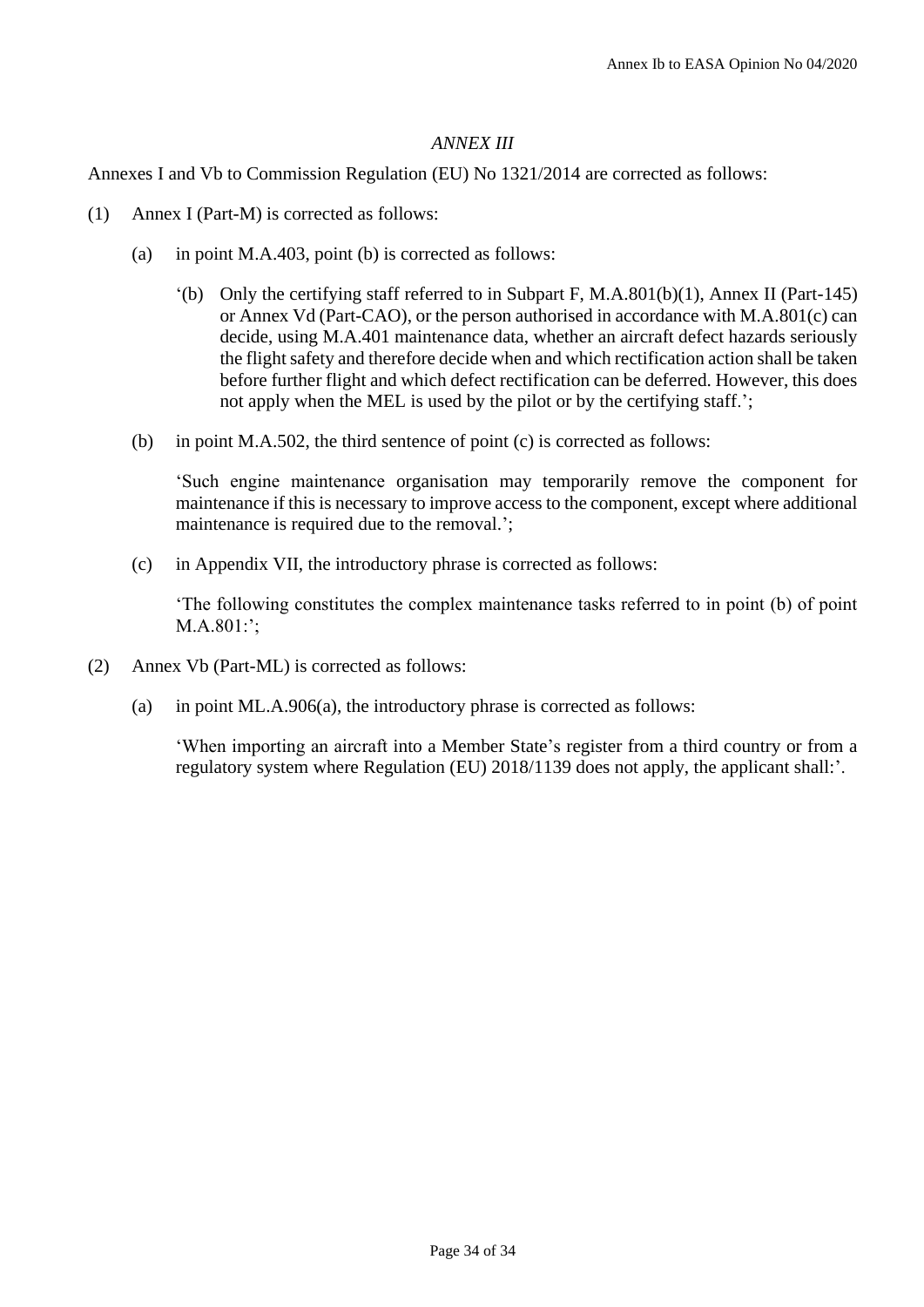*ANNEX III*

Annexes I and Vb to Commission Regulation (EU) No 1321/2014 are corrected as follows:

(1) Annex I (Part-M) is corrected as follows:

   (a) in point M.A.403, point (b) is corrected as follows:

      '(b) Only the certifying staff referred to in Subpart F, M.A.801(b)(1), Annex II (Part-145) or Annex Vd (Part-CAO), or the person authorised in accordance with M.A.801(c) can decide, using M.A.401 maintenance data, whether an aircraft defect hazards seriously the flight safety and therefore decide when and which rectification action shall be taken before further flight and which defect rectification can be deferred. However, this does not apply when the MEL is used by the pilot or by the certifying staff.';

   (b) in point M.A.502, the third sentence of point (c) is corrected as follows:

      'Such engine maintenance organisation may temporarily remove the component for maintenance if this is necessary to improve access to the component, except where additional maintenance is required due to the removal.';

   (c) in Appendix VII, the introductory phrase is corrected as follows:

      'The following constitutes the complex maintenance tasks referred to in point (b) of point M.A.801:';

(2) Annex Vb (Part-ML) is corrected as follows:

   (a) in point ML.A.906(a), the introductory phrase is corrected as follows:

      'When importing an aircraft into a Member State's register from a third country or from a regulatory system where Regulation (EU) 2018/1139 does not apply, the applicant shall:'.